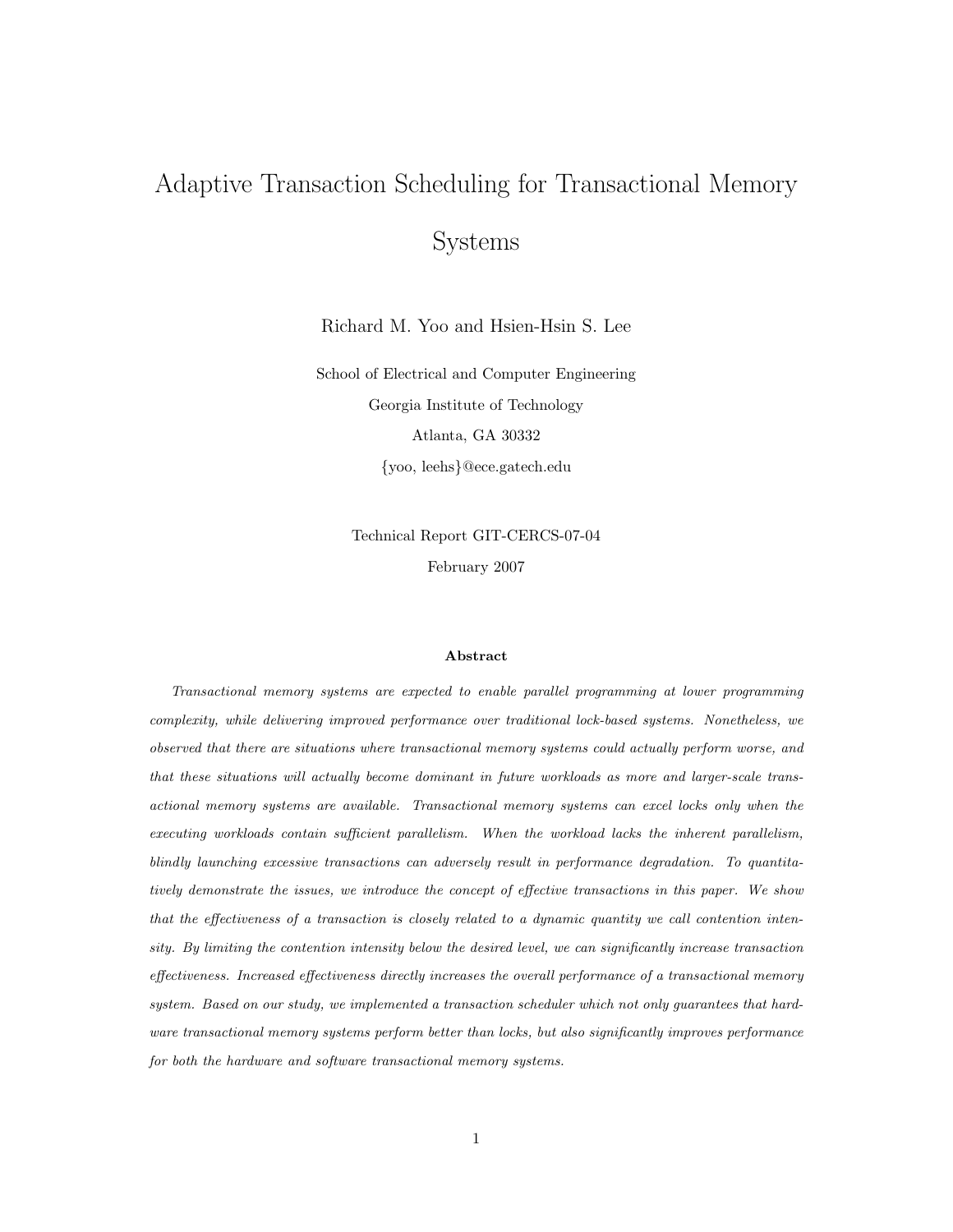# Adaptive Transaction Scheduling for Transactional Memory Systems

Richard M. Yoo and Hsien-Hsin S. Lee

School of Electrical and Computer Engineering

Georgia Institute of Technology

Atlanta, GA 30332

{yoo, leehs}@ece.gatech.edu

Technical Report GIT-CERCS-07-04

February 2007

**Abstract**

*Transactional memory systems are expected to enable parallel programming at lower programming complexity, while delivering improved performance over traditional lock-based systems. Nonetheless, we observed that there are situations where transactional memory systems could actually perform worse, and that these situations will actually become dominant in future workloads as more and larger-scale transactional memory systems are available. Transactional memory systems can excel locks only when the executing workloads contain sufficient parallelism. When the workload lacks the inherent parallelism, blindly launching excessive transactions can adversely result in performance degradation. To quantitatively demonstrate the issues, we introduce the concept of effective transactions in this paper. We show that the effectiveness of a transaction is closely related to a dynamic quantity we call contention intensity. By limiting the contention intensity below the desired level, we can significantly increase transaction effectiveness. Increased effectiveness directly increases the overall performance of a transactional memory system. Based on our study, we implemented a transaction scheduler which not only guarantees that hardware transactional memory systems perform better than locks, but also significantly improves performance for both the hardware and software transactional memory systems.*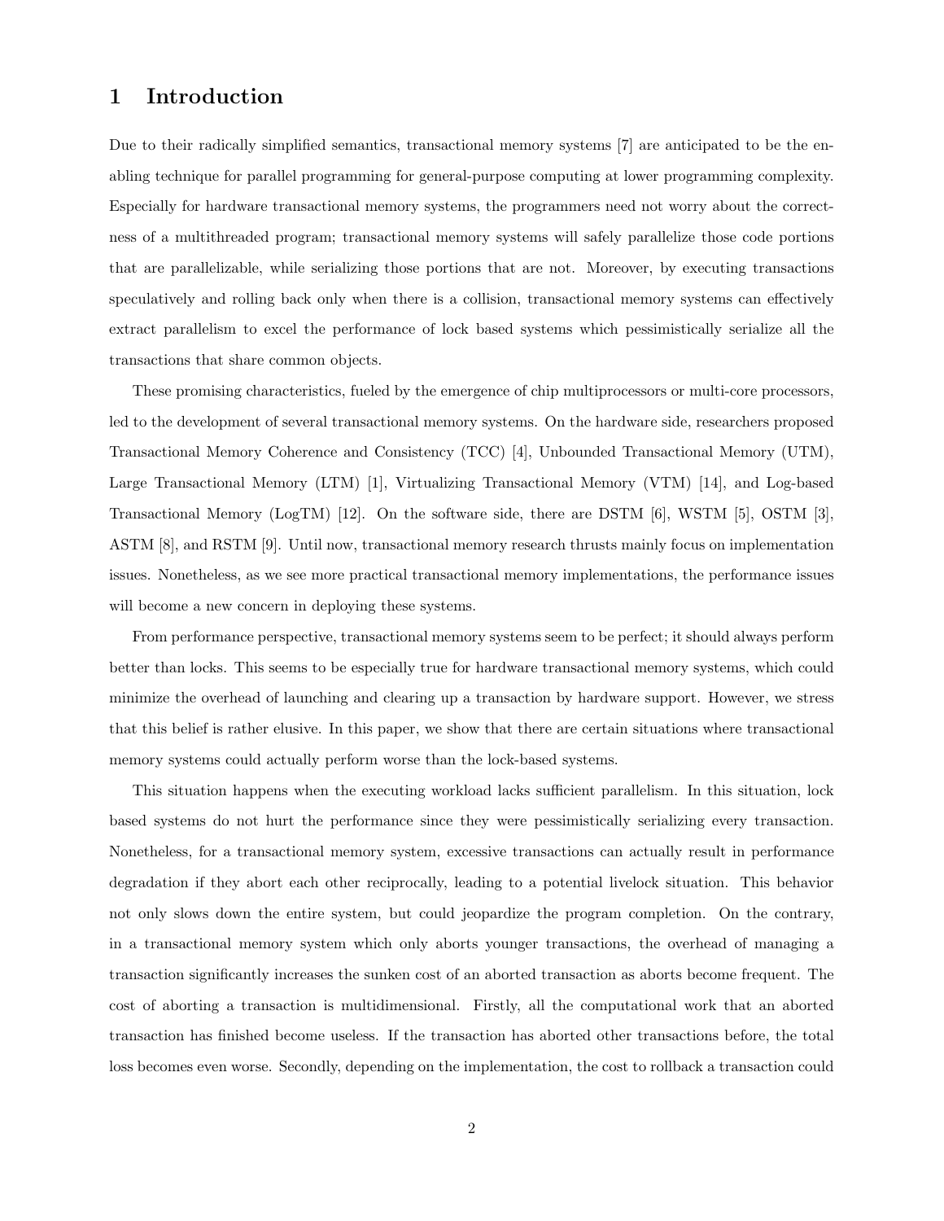# 1 Introduction

Due to their radically simplified semantics, transactional memory systems [7] are anticipated to be the enabling technique for parallel programming for general-purpose computing at lower programming complexity. Especially for hardware transactional memory systems, the programmers need not worry about the correctness of a multithreaded program; transactional memory systems will safely parallelize those code portions that are parallelizable, while serializing those portions that are not. Moreover, by executing transactions speculatively and rolling back only when there is a collision, transactional memory systems can effectively extract parallelism to excel the performance of lock based systems which pessimistically serialize all the transactions that share common objects.

These promising characteristics, fueled by the emergence of chip multiprocessors or multi-core processors, led to the development of several transactional memory systems. On the hardware side, researchers proposed Transactional Memory Coherence and Consistency (TCC) [4], Unbounded Transactional Memory (UTM), Large Transactional Memory (LTM) [1], Virtualizing Transactional Memory (VTM) [14], and Log-based Transactional Memory (LogTM) [12]. On the software side, there are DSTM [6], WSTM [5], OSTM [3], ASTM [8], and RSTM [9]. Until now, transactional memory research thrusts mainly focus on implementation issues. Nonetheless, as we see more practical transactional memory implementations, the performance issues will become a new concern in deploying these systems.

From performance perspective, transactional memory systems seem to be perfect; it should always perform better than locks. This seems to be especially true for hardware transactional memory systems, which could minimize the overhead of launching and clearing up a transaction by hardware support. However, we stress that this belief is rather elusive. In this paper, we show that there are certain situations where transactional memory systems could actually perform worse than the lock-based systems.

This situation happens when the executing workload lacks sufficient parallelism. In this situation, lock based systems do not hurt the performance since they were pessimistically serializing every transaction. Nonetheless, for a transactional memory system, excessive transactions can actually result in performance degradation if they abort each other reciprocally, leading to a potential livelock situation. This behavior not only slows down the entire system, but could jeopardize the program completion. On the contrary, in a transactional memory system which only aborts younger transactions, the overhead of managing a transaction significantly increases the sunken cost of an aborted transaction as aborts become frequent. The cost of aborting a transaction is multidimensional. Firstly, all the computational work that an aborted transaction has finished become useless. If the transaction has aborted other transactions before, the total loss becomes even worse. Secondly, depending on the implementation, the cost to rollback a transaction could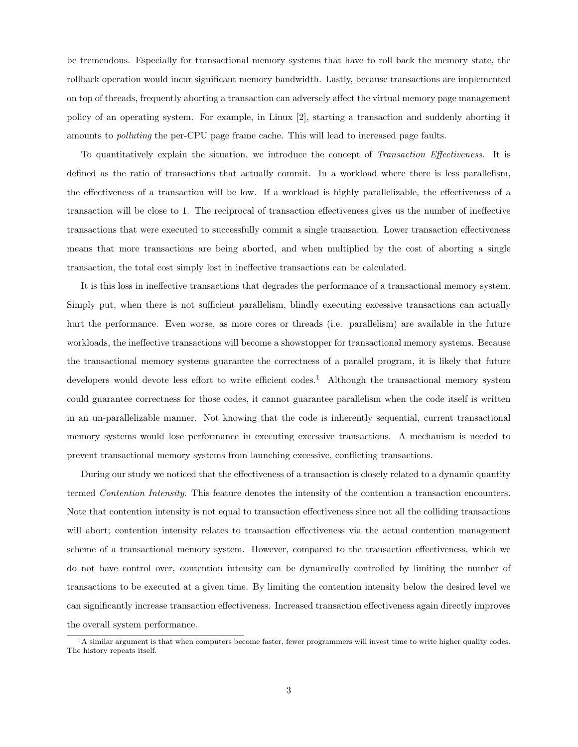be tremendous. Especially for transactional memory systems that have to roll back the memory state, the rollback operation would incur significant memory bandwidth. Lastly, because transactions are implemented on top of threads, frequently aborting a transaction can adversely affect the virtual memory page management policy of an operating system. For example, in Linux [2], starting a transaction and suddenly aborting it amounts to *polluting* the per-CPU page frame cache. This will lead to increased page faults.

To quantitatively explain the situation, we introduce the concept of *Transaction Effectiveness*. It is defined as the ratio of transactions that actually commit. In a workload where there is less parallelism, the effectiveness of a transaction will be low. If a workload is highly parallelizable, the effectiveness of a transaction will be close to 1. The reciprocal of transaction effectiveness gives us the number of ineffective transactions that were executed to successfully commit a single transaction. Lower transaction effectiveness means that more transactions are being aborted, and when multiplied by the cost of aborting a single transaction, the total cost simply lost in ineffective transactions can be calculated.

It is this loss in ineffective transactions that degrades the performance of a transactional memory system. Simply put, when there is not sufficient parallelism, blindly executing excessive transactions can actually hurt the performance. Even worse, as more cores or threads (i.e. parallelism) are available in the future workloads, the ineffective transactions will become a showstopper for transactional memory systems. Because the transactional memory systems guarantee the correctness of a parallel program, it is likely that future developers would devote less effort to write efficient codes.[1] Although the transactional memory system could guarantee correctness for those codes, it cannot guarantee parallelism when the code itself is written in an un-parallelizable manner. Not knowing that the code is inherently sequential, current transactional memory systems would lose performance in executing excessive transactions. A mechanism is needed to prevent transactional memory systems from launching excessive, conflicting transactions.

During our study we noticed that the effectiveness of a transaction is closely related to a dynamic quantity termed *Contention Intensity*. This feature denotes the intensity of the contention a transaction encounters. Note that contention intensity is not equal to transaction effectiveness since not all the colliding transactions will abort; contention intensity relates to transaction effectiveness via the actual contention management scheme of a transactional memory system. However, compared to the transaction effectiveness, which we do not have control over, contention intensity can be dynamically controlled by limiting the number of transactions to be executed at a given time. By limiting the contention intensity below the desired level we can significantly increase transaction effectiveness. Increased transaction effectiveness again directly improves the overall system performance.

[1] A similar argument is that when computers become faster, fewer programmers will invest time to write higher quality codes. The history repeats itself.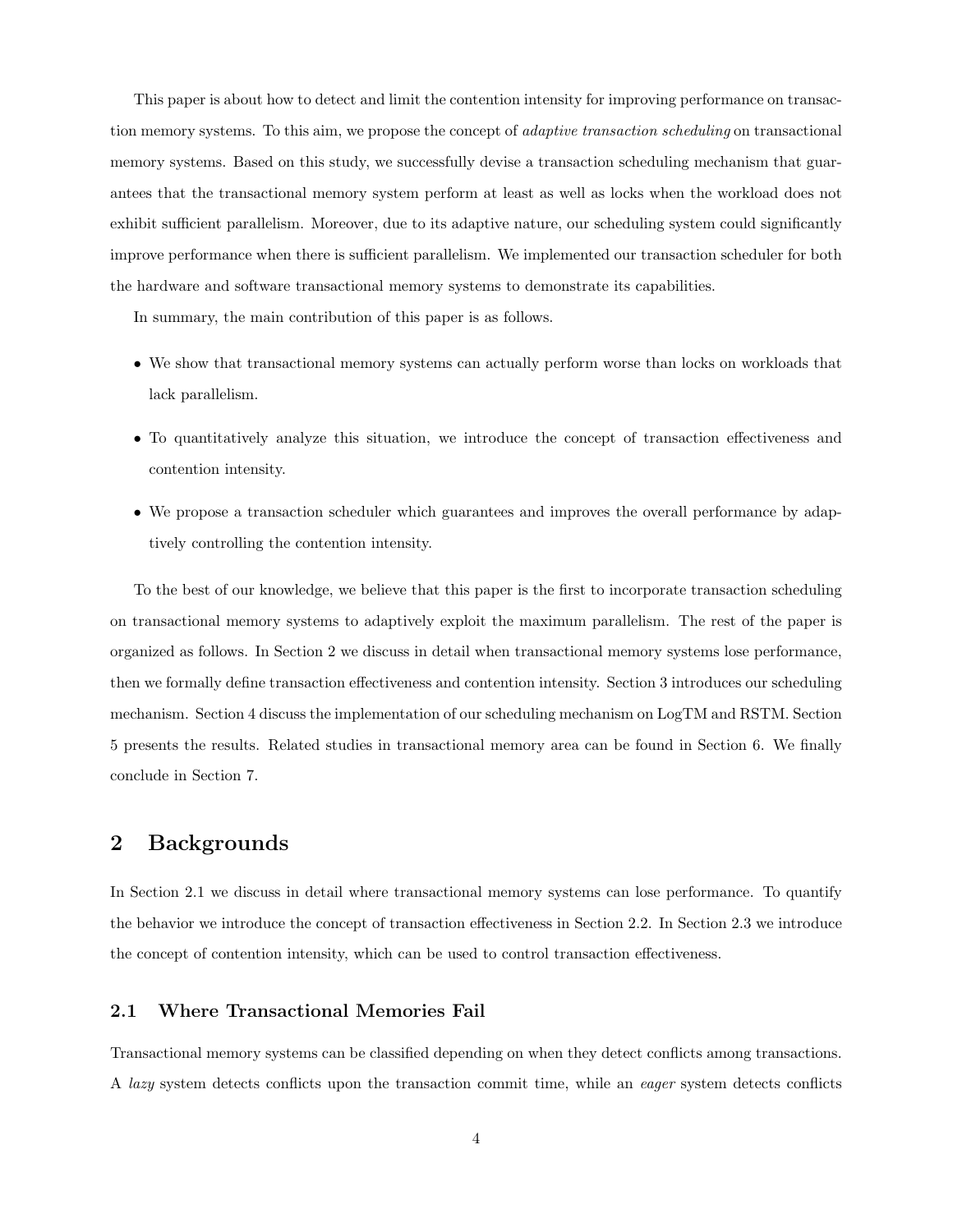This paper is about how to detect and limit the contention intensity for improving performance on transaction memory systems. To this aim, we propose the concept of *adaptive transaction scheduling* on transactional memory systems. Based on this study, we successfully devise a transaction scheduling mechanism that guarantees that the transactional memory system perform at least as well as locks when the workload does not exhibit sufficient parallelism. Moreover, due to its adaptive nature, our scheduling system could significantly improve performance when there is sufficient parallelism. We implemented our transaction scheduler for both the hardware and software transactional memory systems to demonstrate its capabilities.

In summary, the main contribution of this paper is as follows.

- We show that transactional memory systems can actually perform worse than locks on workloads that lack parallelism.
- To quantitatively analyze this situation, we introduce the concept of transaction effectiveness and contention intensity.
- We propose a transaction scheduler which guarantees and improves the overall performance by adaptively controlling the contention intensity.

To the best of our knowledge, we believe that this paper is the first to incorporate transaction scheduling on transactional memory systems to adaptively exploit the maximum parallelism. The rest of the paper is organized as follows. In Section 2 we discuss in detail when transactional memory systems lose performance, then we formally define transaction effectiveness and contention intensity. Section 3 introduces our scheduling mechanism. Section 4 discuss the implementation of our scheduling mechanism on LogTM and RSTM. Section 5 presents the results. Related studies in transactional memory area can be found in Section 6. We finally conclude in Section 7.

## 2 Backgrounds

In Section 2.1 we discuss in detail where transactional memory systems can lose performance. To quantify the behavior we introduce the concept of transaction effectiveness in Section 2.2. In Section 2.3 we introduce the concept of contention intensity, which can be used to control transaction effectiveness.

### 2.1 Where Transactional Memories Fail

Transactional memory systems can be classified depending on when they detect conflicts among transactions. A *lazy* system detects conflicts upon the transaction commit time, while an *eager* system detects conflicts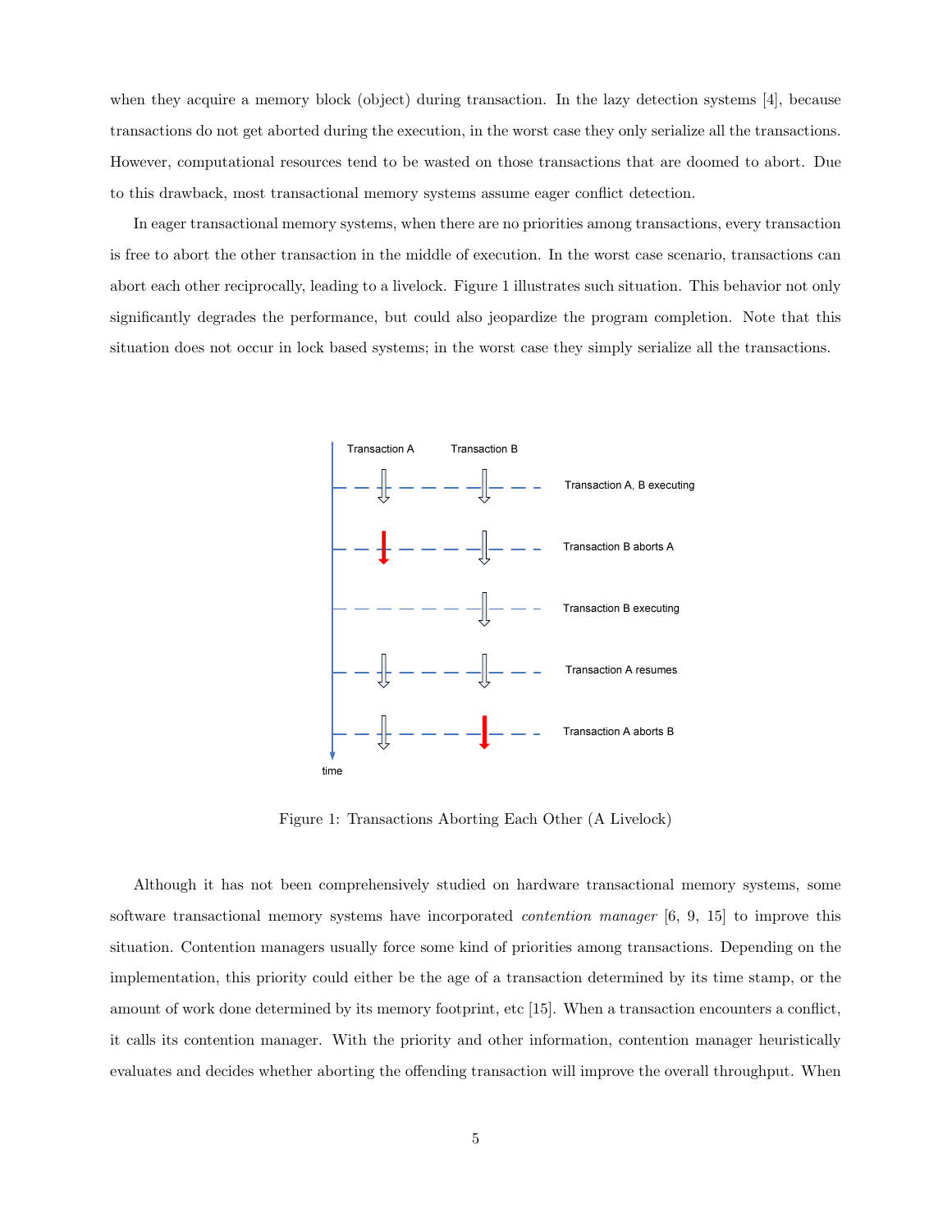when they acquire a memory block (object) during transaction. In the lazy detection systems [4], because transactions do not get aborted during the execution, in the worst case they only serialize all the transactions. However, computational resources tend to be wasted on those transactions that are doomed to abort. Due to this drawback, most transactional memory systems assume eager conflict detection.

In eager transactional memory systems, when there are no priorities among transactions, every transaction is free to abort the other transaction in the middle of execution. In the worst case scenario, transactions can abort each other reciprocally, leading to a livelock. Figure 1 illustrates such situation. This behavior not only significantly degrades the performance, but could also jeopardize the program completion. Note that this situation does not occur in lock based systems; in the worst case they simply serialize all the transactions.

Figure 1: Transactions Aborting Each Other (A Livelock)

Although it has not been comprehensively studied on hardware transactional memory systems, some software transactional memory systems have incorporated *contention manager* [6, 9, 15] to improve this situation. Contention managers usually force some kind of priorities among transactions. Depending on the implementation, this priority could either be the age of a transaction determined by its time stamp, or the amount of work done determined by its memory footprint, etc [15]. When a transaction encounters a conflict, it calls its contention manager. With the priority and other information, contention manager heuristically evaluates and decides whether aborting the offending transaction will improve the overall throughput. When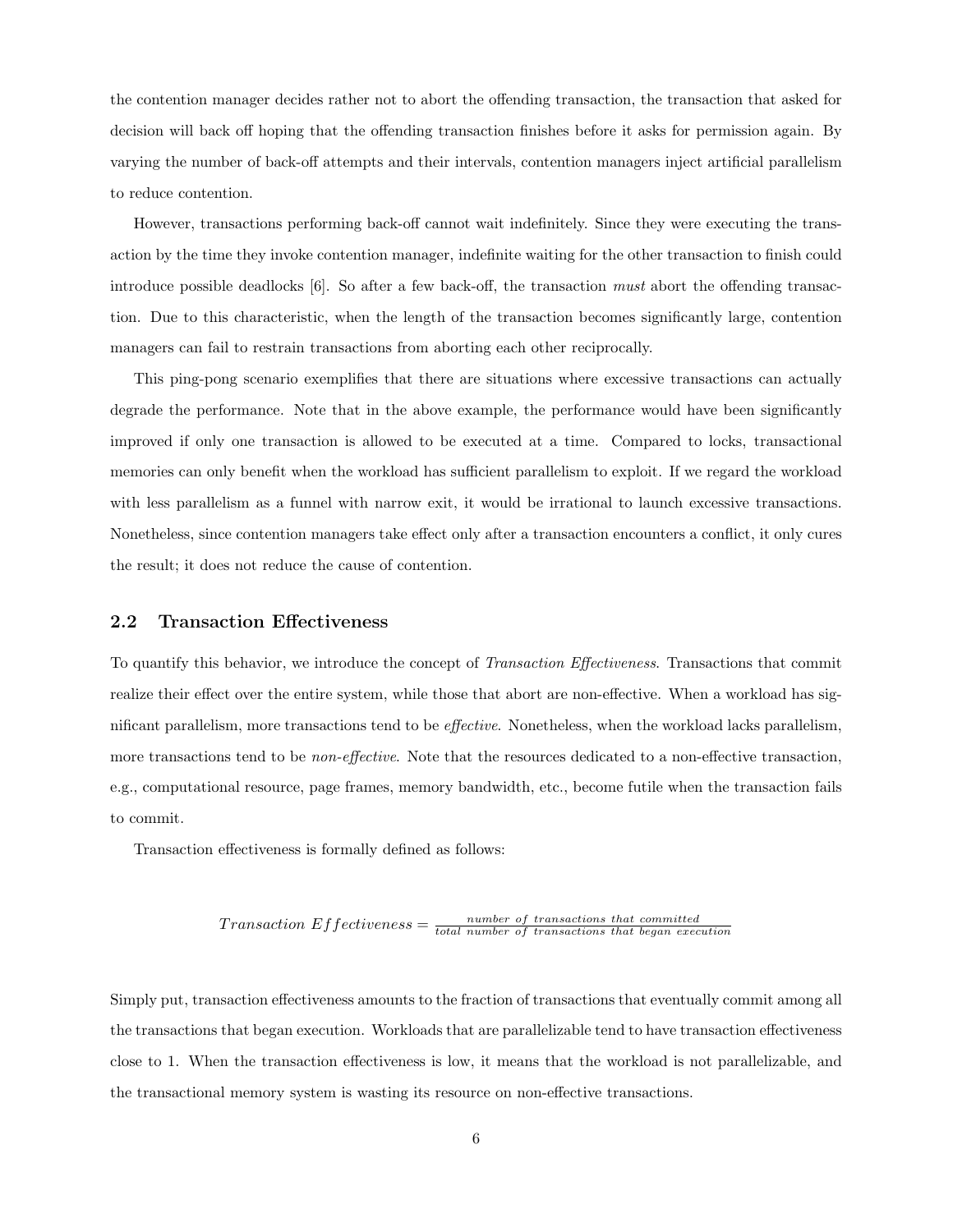the contention manager decides rather not to abort the offending transaction, the transaction that asked for decision will back off hoping that the offending transaction finishes before it asks for permission again. By varying the number of back-off attempts and their intervals, contention managers inject artificial parallelism to reduce contention.

However, transactions performing back-off cannot wait indefinitely. Since they were executing the transaction by the time they invoke contention manager, indefinite waiting for the other transaction to finish could introduce possible deadlocks [6]. So after a few back-off, the transaction *must* abort the offending transaction. Due to this characteristic, when the length of the transaction becomes significantly large, contention managers can fail to restrain transactions from aborting each other reciprocally.

This ping-pong scenario exemplifies that there are situations where excessive transactions can actually degrade the performance. Note that in the above example, the performance would have been significantly improved if only one transaction is allowed to be executed at a time. Compared to locks, transactional memories can only benefit when the workload has sufficient parallelism to exploit. If we regard the workload with less parallelism as a funnel with narrow exit, it would be irrational to launch excessive transactions. Nonetheless, since contention managers take effect only after a transaction encounters a conflict, it only cures the result; it does not reduce the cause of contention.

## 2.2 Transaction Effectiveness

To quantify this behavior, we introduce the concept of *Transaction Effectiveness*. Transactions that commit realize their effect over the entire system, while those that abort are non-effective. When a workload has significant parallelism, more transactions tend to be *effective*. Nonetheless, when the workload lacks parallelism, more transactions tend to be *non-effective*. Note that the resources dedicated to a non-effective transaction, e.g., computational resource, page frames, memory bandwidth, etc., become futile when the transaction fails to commit.

Transaction effectiveness is formally defined as follows:

$$Transaction\ Effectiveness = \frac{number\ of\ transactions\ that\ committed}{total\ number\ of\ transactions\ that\ began\ execution}$$

Simply put, transaction effectiveness amounts to the fraction of transactions that eventually commit among all the transactions that began execution. Workloads that are parallelizable tend to have transaction effectiveness close to 1. When the transaction effectiveness is low, it means that the workload is not parallelizable, and the transactional memory system is wasting its resource on non-effective transactions.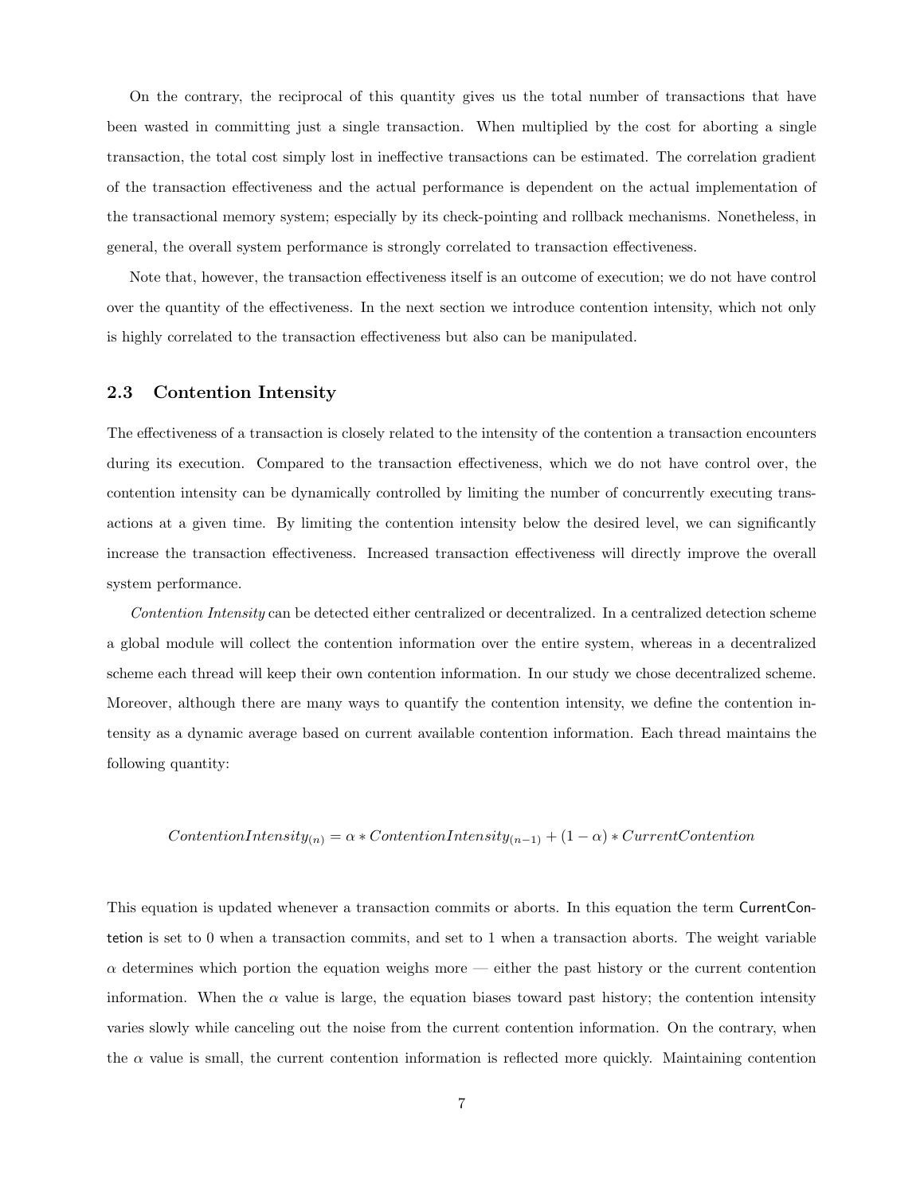On the contrary, the reciprocal of this quantity gives us the total number of transactions that have been wasted in committing just a single transaction. When multiplied by the cost for aborting a single transaction, the total cost simply lost in ineffective transactions can be estimated. The correlation gradient of the transaction effectiveness and the actual performance is dependent on the actual implementation of the transactional memory system; especially by its check-pointing and rollback mechanisms. Nonetheless, in general, the overall system performance is strongly correlated to transaction effectiveness.

Note that, however, the transaction effectiveness itself is an outcome of execution; we do not have control over the quantity of the effectiveness. In the next section we introduce contention intensity, which not only is highly correlated to the transaction effectiveness but also can be manipulated.

### 2.3 Contention Intensity

The effectiveness of a transaction is closely related to the intensity of the contention a transaction encounters during its execution. Compared to the transaction effectiveness, which we do not have control over, the contention intensity can be dynamically controlled by limiting the number of concurrently executing transactions at a given time. By limiting the contention intensity below the desired level, we can significantly increase the transaction effectiveness. Increased transaction effectiveness will directly improve the overall system performance.

*Contention Intensity* can be detected either centralized or decentralized. In a centralized detection scheme a global module will collect the contention information over the entire system, whereas in a decentralized scheme each thread will keep their own contention information. In our study we chose decentralized scheme. Moreover, although there are many ways to quantify the contention intensity, we define the contention intensity as a dynamic average based on current available contention information. Each thread maintains the following quantity:

$$ContentionIntensity_{(n)} = \alpha * ContentionIntensity_{(n-1)} + (1 - \alpha) * CurrentContention$$

This equation is updated whenever a transaction commits or aborts. In this equation the term CurrentContetion is set to 0 when a transaction commits, and set to 1 when a transaction aborts. The weight variable $\alpha$ determines which portion the equation weighs more — either the past history or the current contention information. When the $\alpha$ value is large, the equation biases toward past history; the contention intensity varies slowly while canceling out the noise from the current contention information. On the contrary, when the $\alpha$ value is small, the current contention information is reflected more quickly. Maintaining contention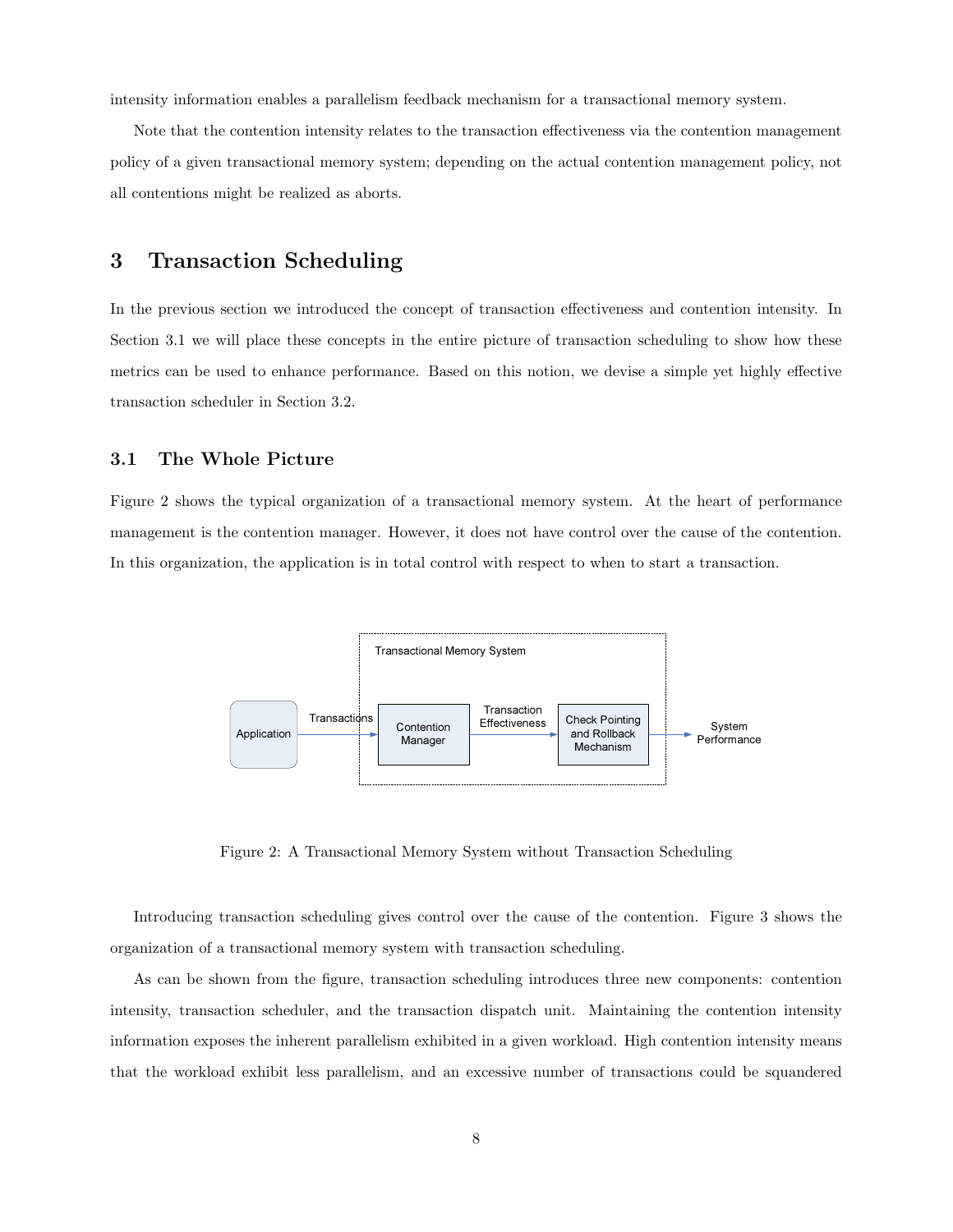intensity information enables a parallelism feedback mechanism for a transactional memory system.

Note that the contention intensity relates to the transaction effectiveness via the contention management policy of a given transactional memory system; depending on the actual contention management policy, not all contentions might be realized as aborts.

# 3 Transaction Scheduling

In the previous section we introduced the concept of transaction effectiveness and contention intensity. In Section 3.1 we will place these concepts in the entire picture of transaction scheduling to show how these metrics can be used to enhance performance. Based on this notion, we devise a simple yet highly effective transaction scheduler in Section 3.2.

## 3.1 The Whole Picture

Figure 2 shows the typical organization of a transactional memory system. At the heart of performance management is the contention manager. However, it does not have control over the cause of the contention. In this organization, the application is in total control with respect to when to start a transaction.

Figure 2: A Transactional Memory System without Transaction Scheduling

Introducing transaction scheduling gives control over the cause of the contention. Figure 3 shows the organization of a transactional memory system with transaction scheduling.

As can be shown from the figure, transaction scheduling introduces three new components: contention intensity, transaction scheduler, and the transaction dispatch unit. Maintaining the contention intensity information exposes the inherent parallelism exhibited in a given workload. High contention intensity means that the workload exhibit less parallelism, and an excessive number of transactions could be squandered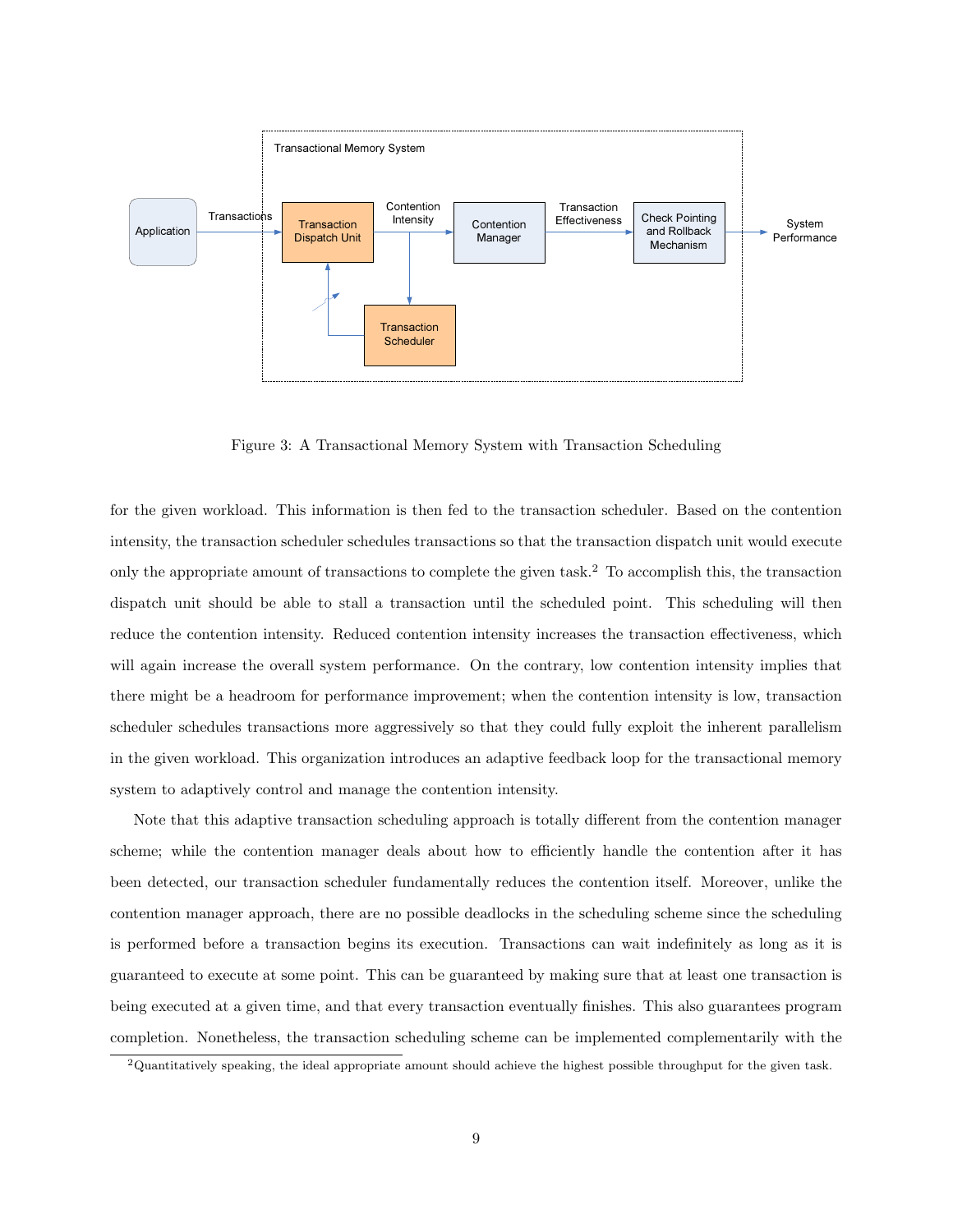Figure 3: A Transactional Memory System with Transaction Scheduling

for the given workload. This information is then fed to the transaction scheduler. Based on the contention intensity, the transaction scheduler schedules transactions so that the transaction dispatch unit would execute only the appropriate amount of transactions to complete the given task.[2] To accomplish this, the transaction dispatch unit should be able to stall a transaction until the scheduled point. This scheduling will then reduce the contention intensity. Reduced contention intensity increases the transaction effectiveness, which will again increase the overall system performance. On the contrary, low contention intensity implies that there might be a headroom for performance improvement; when the contention intensity is low, transaction scheduler schedules transactions more aggressively so that they could fully exploit the inherent parallelism in the given workload. This organization introduces an adaptive feedback loop for the transactional memory system to adaptively control and manage the contention intensity.

Note that this adaptive transaction scheduling approach is totally different from the contention manager scheme; while the contention manager deals about how to efficiently handle the contention after it has been detected, our transaction scheduler fundamentally reduces the contention itself. Moreover, unlike the contention manager approach, there are no possible deadlocks in the scheduling scheme since the scheduling is performed before a transaction begins its execution. Transactions can wait indefinitely as long as it is guaranteed to execute at some point. This can be guaranteed by making sure that at least one transaction is being executed at a given time, and that every transaction eventually finishes. This also guarantees program completion. Nonetheless, the transaction scheduling scheme can be implemented complementarily with the

[2] Quantitatively speaking, the ideal appropriate amount should achieve the highest possible throughput for the given task.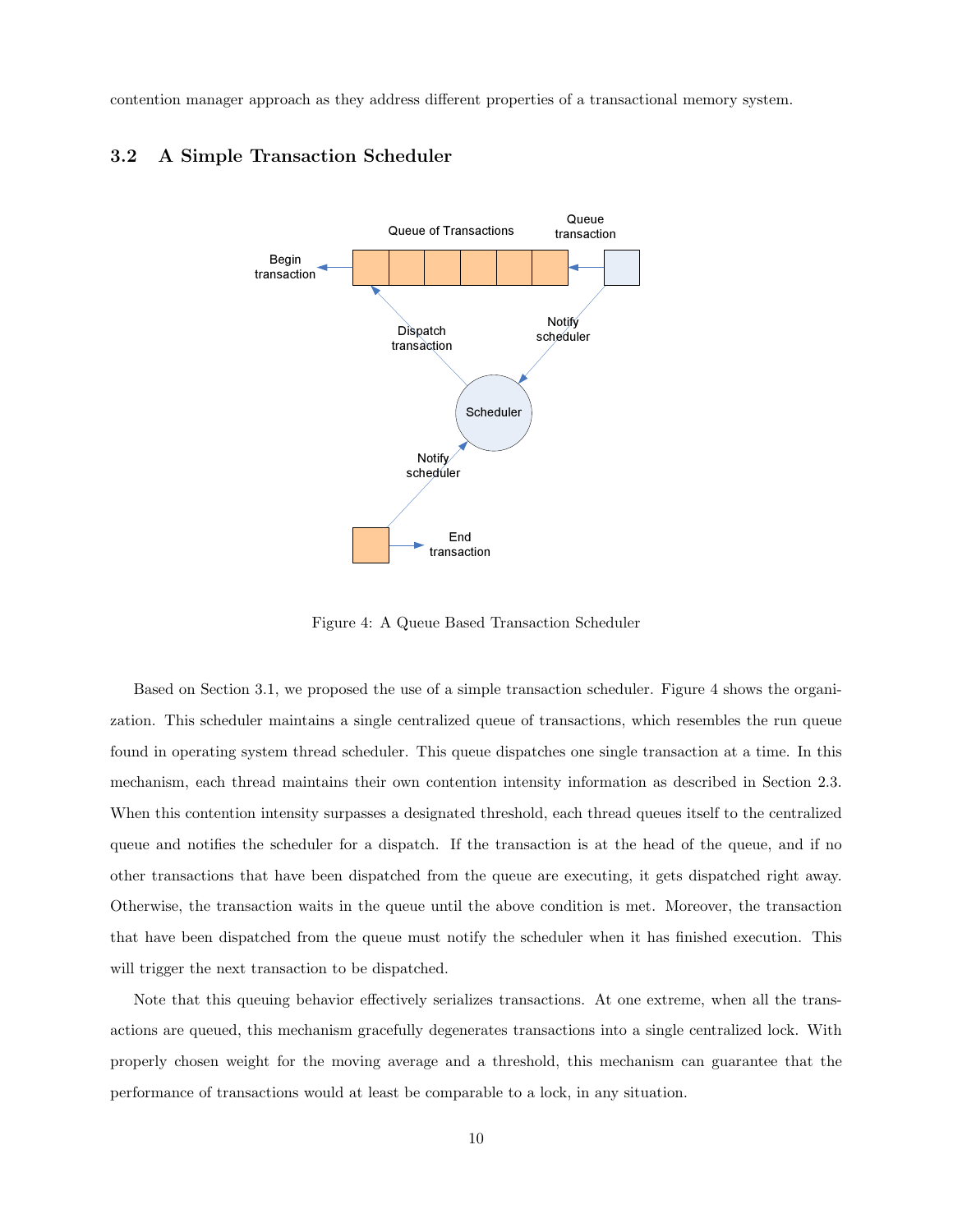contention manager approach as they address different properties of a transactional memory system.

### 3.2 A Simple Transaction Scheduler

Figure 4: A Queue Based Transaction Scheduler

Based on Section 3.1, we proposed the use of a simple transaction scheduler. Figure 4 shows the organization. This scheduler maintains a single centralized queue of transactions, which resembles the run queue found in operating system thread scheduler. This queue dispatches one single transaction at a time. In this mechanism, each thread maintains their own contention intensity information as described in Section 2.3. When this contention intensity surpasses a designated threshold, each thread queues itself to the centralized queue and notifies the scheduler for a dispatch. If the transaction is at the head of the queue, and if no other transactions that have been dispatched from the queue are executing, it gets dispatched right away. Otherwise, the transaction waits in the queue until the above condition is met. Moreover, the transaction that have been dispatched from the queue must notify the scheduler when it has finished execution. This will trigger the next transaction to be dispatched.

Note that this queuing behavior effectively serializes transactions. At one extreme, when all the transactions are queued, this mechanism gracefully degenerates transactions into a single centralized lock. With properly chosen weight for the moving average and a threshold, this mechanism can guarantee that the performance of transactions would at least be comparable to a lock, in any situation.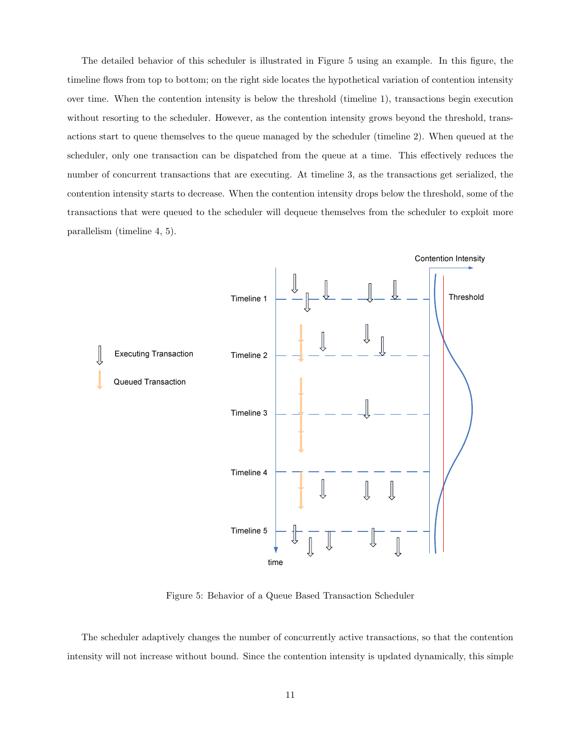The detailed behavior of this scheduler is illustrated in Figure 5 using an example. In this figure, the timeline flows from top to bottom; on the right side locates the hypothetical variation of contention intensity over time. When the contention intensity is below the threshold (timeline 1), transactions begin execution without resorting to the scheduler. However, as the contention intensity grows beyond the threshold, transactions start to queue themselves to the queue managed by the scheduler (timeline 2). When queued at the scheduler, only one transaction can be dispatched from the queue at a time. This effectively reduces the number of concurrent transactions that are executing. At timeline 3, as the transactions get serialized, the contention intensity starts to decrease. When the contention intensity drops below the threshold, some of the transactions that were queued to the scheduler will dequeue themselves from the scheduler to exploit more parallelism (timeline 4, 5).

Figure 5: Behavior of a Queue Based Transaction Scheduler

The scheduler adaptively changes the number of concurrently active transactions, so that the contention intensity will not increase without bound. Since the contention intensity is updated dynamically, this simple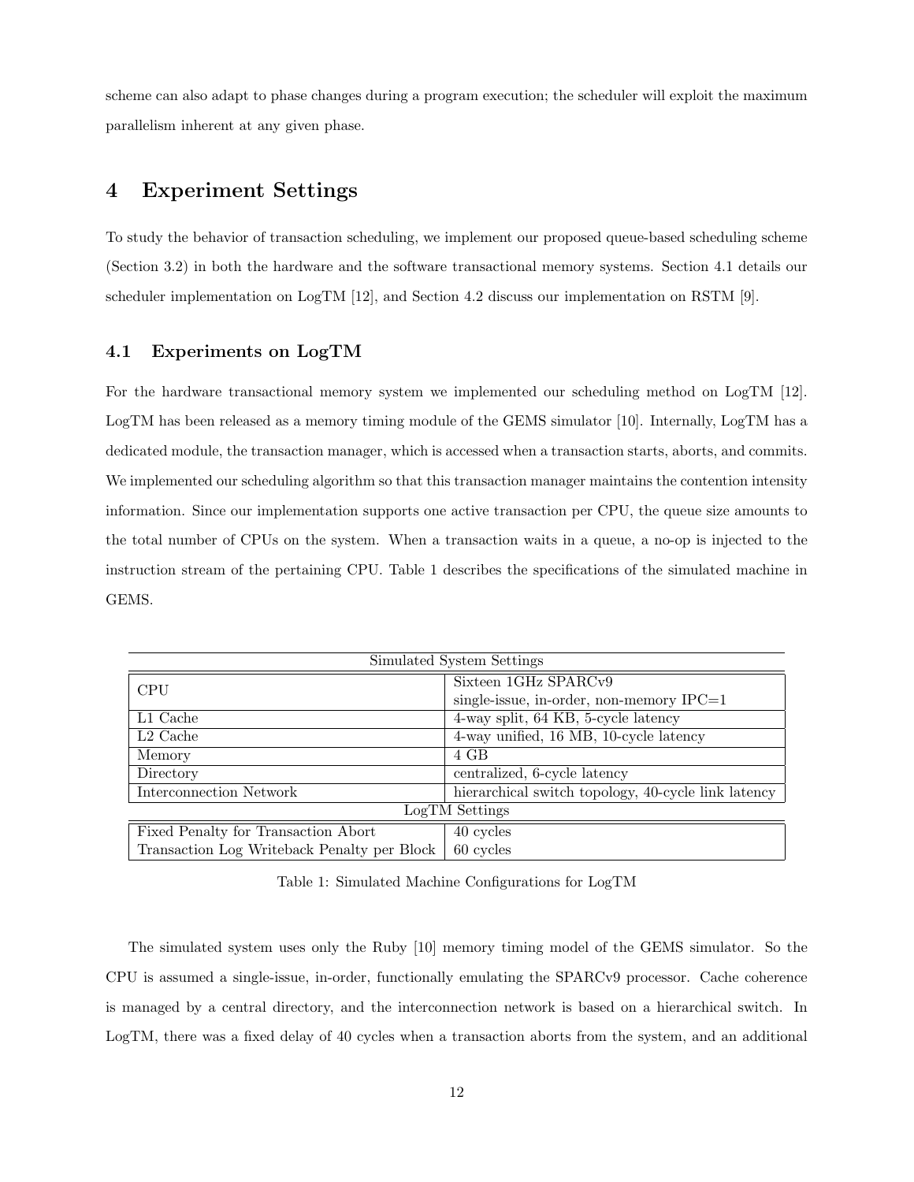scheme can also adapt to phase changes during a program execution; the scheduler will exploit the maximum parallelism inherent at any given phase.

# 4 Experiment Settings

To study the behavior of transaction scheduling, we implement our proposed queue-based scheduling scheme (Section 3.2) in both the hardware and the software transactional memory systems. Section 4.1 details our scheduler implementation on LogTM [12], and Section 4.2 discuss our implementation on RSTM [9].

## 4.1 Experiments on LogTM

For the hardware transactional memory system we implemented our scheduling method on LogTM [12]. LogTM has been released as a memory timing module of the GEMS simulator [10]. Internally, LogTM has a dedicated module, the transaction manager, which is accessed when a transaction starts, aborts, and commits. We implemented our scheduling algorithm so that this transaction manager maintains the contention intensity information. Since our implementation supports one active transaction per CPU, the queue size amounts to the total number of CPUs on the system. When a transaction waits in a queue, a no-op is injected to the instruction stream of the pertaining CPU. Table 1 describes the specifications of the simulated machine in GEMS.

| Simulated System Settings | |
|---|---|
| CPU | Sixteen 1GHz SPARCv9<br>single-issue, in-order, non-memory IPC=1 |
| L1 Cache | 4-way split, 64 KB, 5-cycle latency |
| L2 Cache | 4-way unified, 16 MB, 10-cycle latency |
| Memory | 4 GB |
| Directory | centralized, 6-cycle latency |
| Interconnection Network | hierarchical switch topology, 40-cycle link latency |
| **LogTM Settings** | |
| Fixed Penalty for Transaction Abort | 40 cycles |
| Transaction Log Writeback Penalty per Block | 60 cycles |

Table 1: Simulated Machine Configurations for LogTM

The simulated system uses only the Ruby [10] memory timing model of the GEMS simulator. So the CPU is assumed a single-issue, in-order, functionally emulating the SPARCv9 processor. Cache coherence is managed by a central directory, and the interconnection network is based on a hierarchical switch. In LogTM, there was a fixed delay of 40 cycles when a transaction aborts from the system, and an additional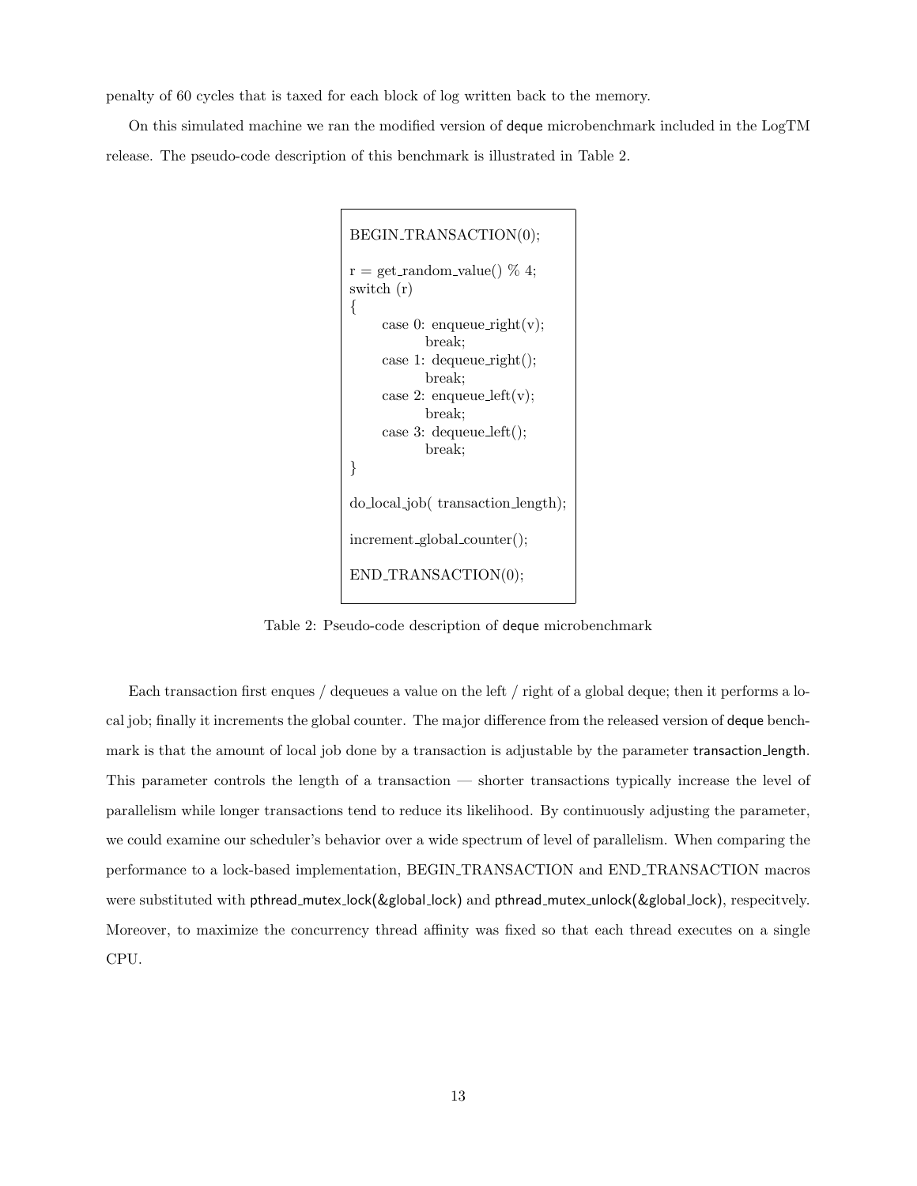penalty of 60 cycles that is taxed for each block of log written back to the memory.

On this simulated machine we ran the modified version of deque microbenchmark included in the LogTM release. The pseudo-code description of this benchmark is illustrated in Table 2.

```
BEGIN_TRANSACTION(0);

r = get_random_value() % 4;
switch (r)
{
      case 0: enqueue_right(v);
            break;
      case 1: dequeue_right();
            break;
      case 2: enqueue_left(v);
            break;
      case 3: dequeue_left();
            break;
}

do_local_job( transaction_length);

increment_global_counter();

END_TRANSACTION(0);
```

Table 2: Pseudo-code description of deque microbenchmark

Each transaction first enques / dequeues a value on the left / right of a global deque; then it performs a local job; finally it increments the global counter. The major difference from the released version of deque benchmark is that the amount of local job done by a transaction is adjustable by the parameter transaction_length. This parameter controls the length of a transaction — shorter transactions typically increase the level of parallelism while longer transactions tend to reduce its likelihood. By continuously adjusting the parameter, we could examine our scheduler's behavior over a wide spectrum of level of parallelism. When comparing the performance to a lock-based implementation, BEGIN_TRANSACTION and END_TRANSACTION macros were substituted with pthread_mutex_lock(&global_lock) and pthread_mutex_unlock(&global_lock), respecitvely. Moreover, to maximize the concurrency thread affinity was fixed so that each thread executes on a single CPU.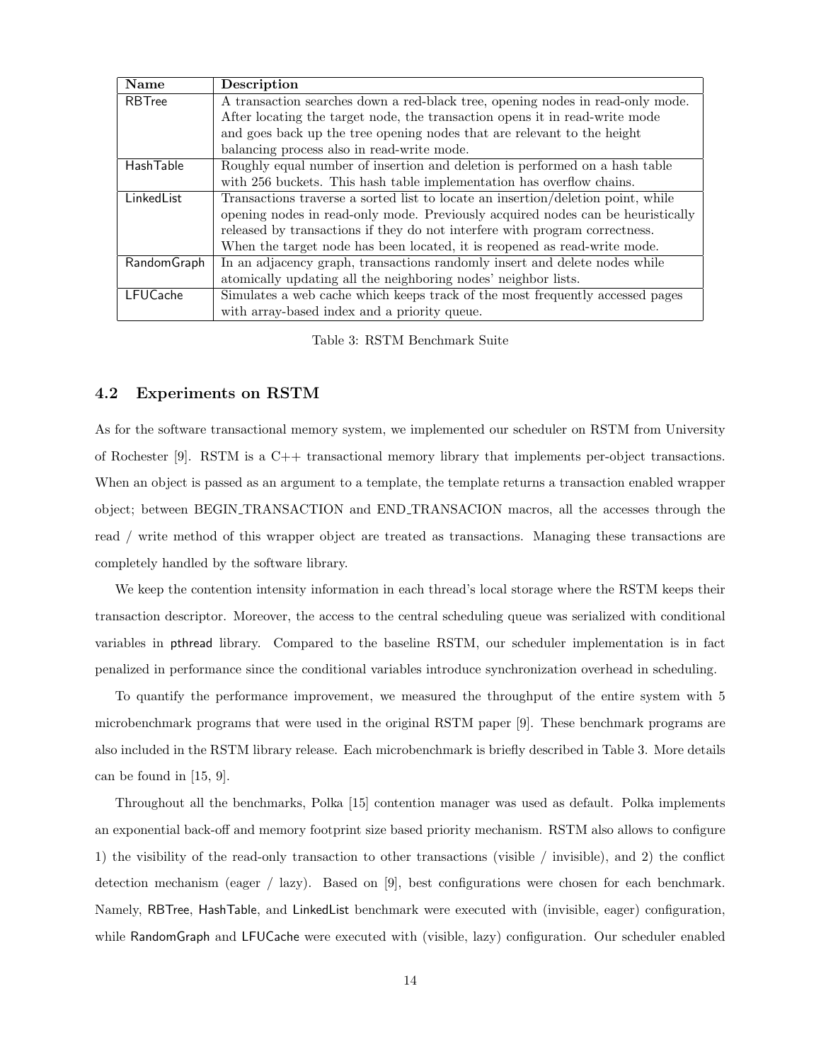| Name | Description |
|---|---|
| RBTree | A transaction searches down a red-black tree, opening nodes in read-only mode. After locating the target node, the transaction opens it in read-write mode and goes back up the tree opening nodes that are relevant to the height balancing process also in read-write mode. |
| HashTable | Roughly equal number of insertion and deletion is performed on a hash table with 256 buckets. This hash table implementation has overflow chains. |
| LinkedList | Transactions traverse a sorted list to locate an insertion/deletion point, while opening nodes in read-only mode. Previously acquired nodes can be heuristically released by transactions if they do not interfere with program correctness. When the target node has been located, it is reopened as read-write mode. |
| RandomGraph | In an adjacency graph, transactions randomly insert and delete nodes while atomically updating all the neighboring nodes' neighbor lists. |
| LFUCache | Simulates a web cache which keeps track of the most frequently accessed pages with array-based index and a priority queue. |

Table 3: RSTM Benchmark Suite

### 4.2 Experiments on RSTM

As for the software transactional memory system, we implemented our scheduler on RSTM from University of Rochester [9]. RSTM is a C++ transactional memory library that implements per-object transactions. When an object is passed as an argument to a template, the template returns a transaction enabled wrapper object; between BEGIN_TRANSACTION and END_TRANSACION macros, all the accesses through the read / write method of this wrapper object are treated as transactions. Managing these transactions are completely handled by the software library.

We keep the contention intensity information in each thread's local storage where the RSTM keeps their transaction descriptor. Moreover, the access to the central scheduling queue was serialized with conditional variables in pthread library. Compared to the baseline RSTM, our scheduler implementation is in fact penalized in performance since the conditional variables introduce synchronization overhead in scheduling.

To quantify the performance improvement, we measured the throughput of the entire system with 5 microbenchmark programs that were used in the original RSTM paper [9]. These benchmark programs are also included in the RSTM library release. Each microbenchmark is briefly described in Table 3. More details can be found in [15, 9].

Throughout all the benchmarks, Polka [15] contention manager was used as default. Polka implements an exponential back-off and memory footprint size based priority mechanism. RSTM also allows to configure 1) the visibility of the read-only transaction to other transactions (visible / invisible), and 2) the conflict detection mechanism (eager / lazy). Based on [9], best configurations were chosen for each benchmark. Namely, RBTree, HashTable, and LinkedList benchmark were executed with (invisible, eager) configuration, while RandomGraph and LFUCache were executed with (visible, lazy) configuration. Our scheduler enabled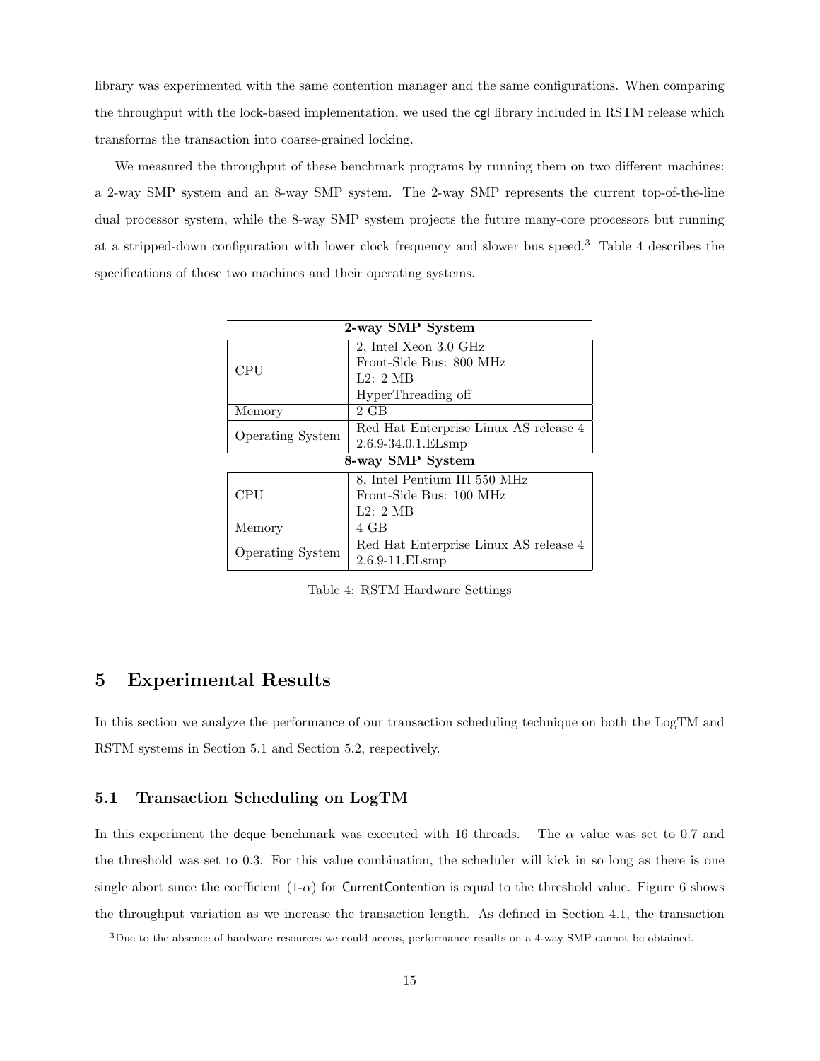library was experimented with the same contention manager and the same configurations. When comparing the throughput with the lock-based implementation, we used the cgl library included in RSTM release which transforms the transaction into coarse-grained locking.

We measured the throughput of these benchmark programs by running them on two different machines: a 2-way SMP system and an 8-way SMP system. The 2-way SMP represents the current top-of-the-line dual processor system, while the 8-way SMP system projects the future many-core processors but running at a stripped-down configuration with lower clock frequency and slower bus speed.[3] Table 4 describes the specifications of those two machines and their operating systems.

| **2-way SMP System** | |
|---|---|
| CPU | 2, Intel Xeon 3.0 GHz<br>Front-Side Bus: 800 MHz<br>L2: 2 MB<br>HyperThreading off |
| Memory | 2 GB |
| Operating System | Red Hat Enterprise Linux AS release 4<br>2.6.9-34.0.1.ELsmp |
| **8-way SMP System** | |
| CPU | 8, Intel Pentium III 550 MHz<br>Front-Side Bus: 100 MHz<br>L2: 2 MB |
| Memory | 4 GB |
| Operating System | Red Hat Enterprise Linux AS release 4<br>2.6.9-11.ELsmp |

Table 4: RSTM Hardware Settings

# 5 Experimental Results

In this section we analyze the performance of our transaction scheduling technique on both the LogTM and RSTM systems in Section 5.1 and Section 5.2, respectively.

## 5.1 Transaction Scheduling on LogTM

In this experiment the deque benchmark was executed with 16 threads. The $\alpha$ value was set to 0.7 and the threshold was set to 0.3. For this value combination, the scheduler will kick in so long as there is one single abort since the coefficient (1-$\alpha$) for CurrentContention is equal to the threshold value. Figure 6 shows the throughput variation as we increase the transaction length. As defined in Section 4.1, the transaction

[3]Due to the absence of hardware resources we could access, performance results on a 4-way SMP cannot be obtained.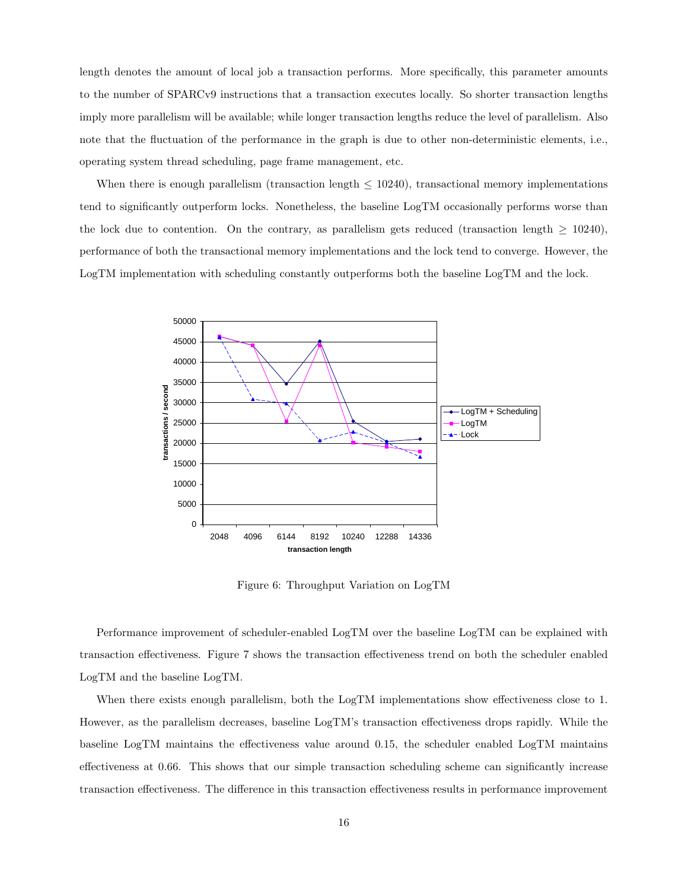length denotes the amount of local job a transaction performs. More specifically, this parameter amounts to the number of SPARCv9 instructions that a transaction executes locally. So shorter transaction lengths imply more parallelism will be available; while longer transaction lengths reduce the level of parallelism. Also note that the fluctuation of the performance in the graph is due to other non-deterministic elements, i.e., operating system thread scheduling, page frame management, etc.

When there is enough parallelism (transaction length $\leq$ 10240), transactional memory implementations tend to significantly outperform locks. Nonetheless, the baseline LogTM occasionally performs worse than the lock due to contention. On the contrary, as parallelism gets reduced (transaction length $\geq$ 10240), performance of both the transactional memory implementations and the lock tend to converge. However, the LogTM implementation with scheduling constantly outperforms both the baseline LogTM and the lock.

Figure 6: Throughput Variation on LogTM

Performance improvement of scheduler-enabled LogTM over the baseline LogTM can be explained with transaction effectiveness. Figure 7 shows the transaction effectiveness trend on both the scheduler enabled LogTM and the baseline LogTM.

When there exists enough parallelism, both the LogTM implementations show effectiveness close to 1. However, as the parallelism decreases, baseline LogTM's transaction effectiveness drops rapidly. While the baseline LogTM maintains the effectiveness value around 0.15, the scheduler enabled LogTM maintains effectiveness at 0.66. This shows that our simple transaction scheduling scheme can significantly increase transaction effectiveness. The difference in this transaction effectiveness results in performance improvement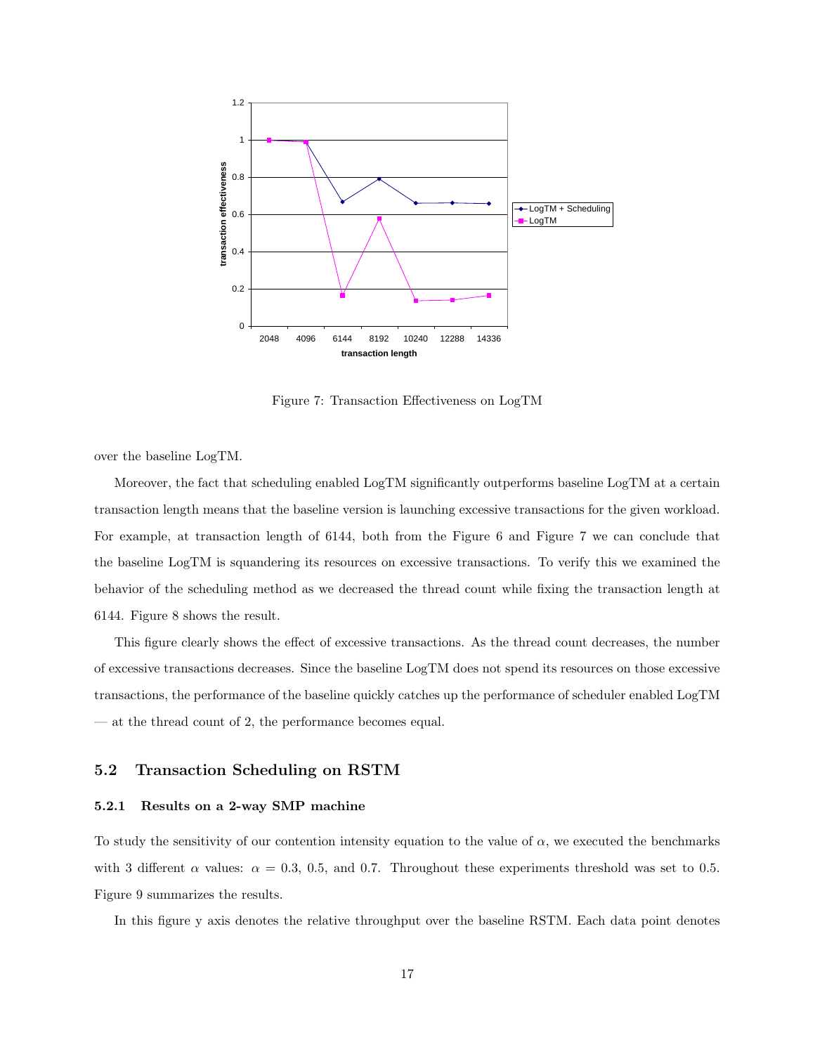Figure 7: Transaction Effectiveness on LogTM

over the baseline LogTM.

Moreover, the fact that scheduling enabled LogTM significantly outperforms baseline LogTM at a certain transaction length means that the baseline version is launching excessive transactions for the given workload. For example, at transaction length of 6144, both from the Figure 6 and Figure 7 we can conclude that the baseline LogTM is squandering its resources on excessive transactions. To verify this we examined the behavior of the scheduling method as we decreased the thread count while fixing the transaction length at 6144. Figure 8 shows the result.

This figure clearly shows the effect of excessive transactions. As the thread count decreases, the number of excessive transactions decreases. Since the baseline LogTM does not spend its resources on those excessive transactions, the performance of the baseline quickly catches up the performance of scheduler enabled LogTM — at the thread count of 2, the performance becomes equal.

## 5.2 Transaction Scheduling on RSTM

### 5.2.1 Results on a 2-way SMP machine

To study the sensitivity of our contention intensity equation to the value of $\alpha$, we executed the benchmarks with 3 different $\alpha$ values: $\alpha = 0.3$, 0.5, and 0.7. Throughout these experiments threshold was set to 0.5. Figure 9 summarizes the results.

In this figure y axis denotes the relative throughput over the baseline RSTM. Each data point denotes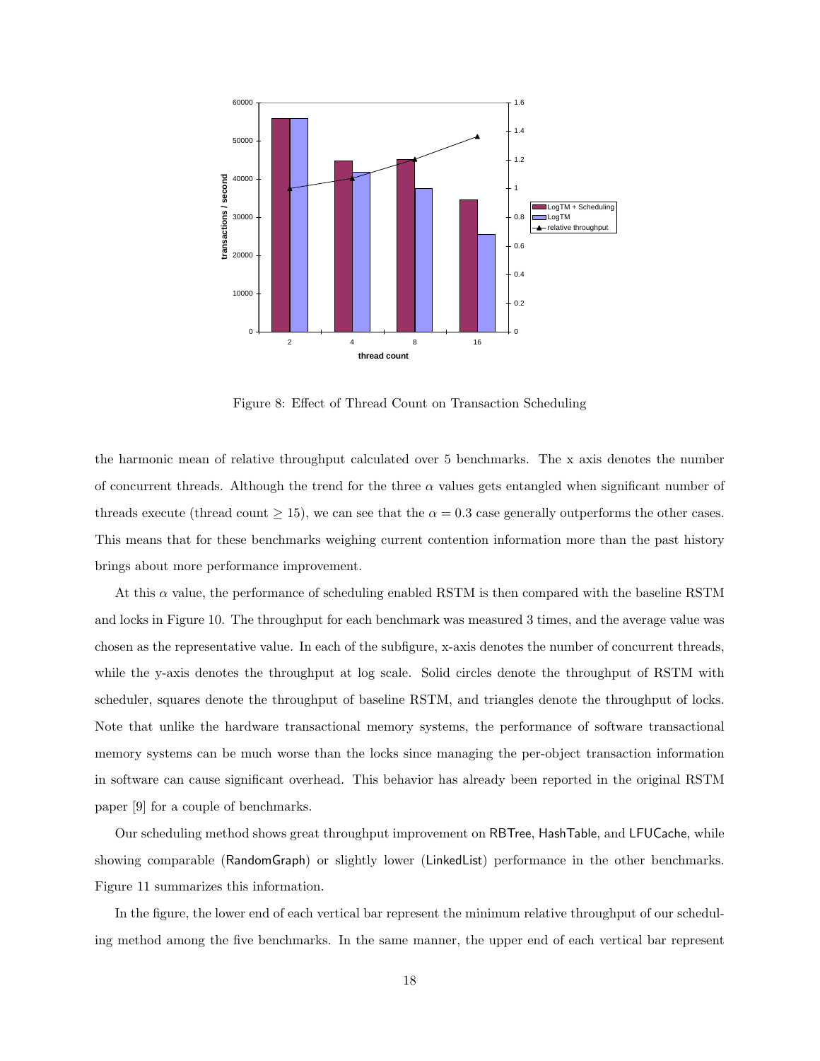Figure 8: Effect of Thread Count on Transaction Scheduling

the harmonic mean of relative throughput calculated over 5 benchmarks. The x axis denotes the number of concurrent threads. Although the trend for the three $\alpha$ values gets entangled when significant number of threads execute (thread count $\geq 15$), we can see that the $\alpha = 0.3$ case generally outperforms the other cases. This means that for these benchmarks weighing current contention information more than the past history brings about more performance improvement.

At this $\alpha$ value, the performance of scheduling enabled RSTM is then compared with the baseline RSTM and locks in Figure 10. The throughput for each benchmark was measured 3 times, and the average value was chosen as the representative value. In each of the subfigure, x-axis denotes the number of concurrent threads, while the y-axis denotes the throughput at log scale. Solid circles denote the throughput of RSTM with scheduler, squares denote the throughput of baseline RSTM, and triangles denote the throughput of locks. Note that unlike the hardware transactional memory systems, the performance of software transactional memory systems can be much worse than the locks since managing the per-object transaction information in software can cause significant overhead. This behavior has already been reported in the original RSTM paper [9] for a couple of benchmarks.

Our scheduling method shows great throughput improvement on RBTree, HashTable, and LFUCache, while showing comparable (RandomGraph) or slightly lower (LinkedList) performance in the other benchmarks. Figure 11 summarizes this information.

In the figure, the lower end of each vertical bar represent the minimum relative throughput of our scheduling method among the five benchmarks. In the same manner, the upper end of each vertical bar represent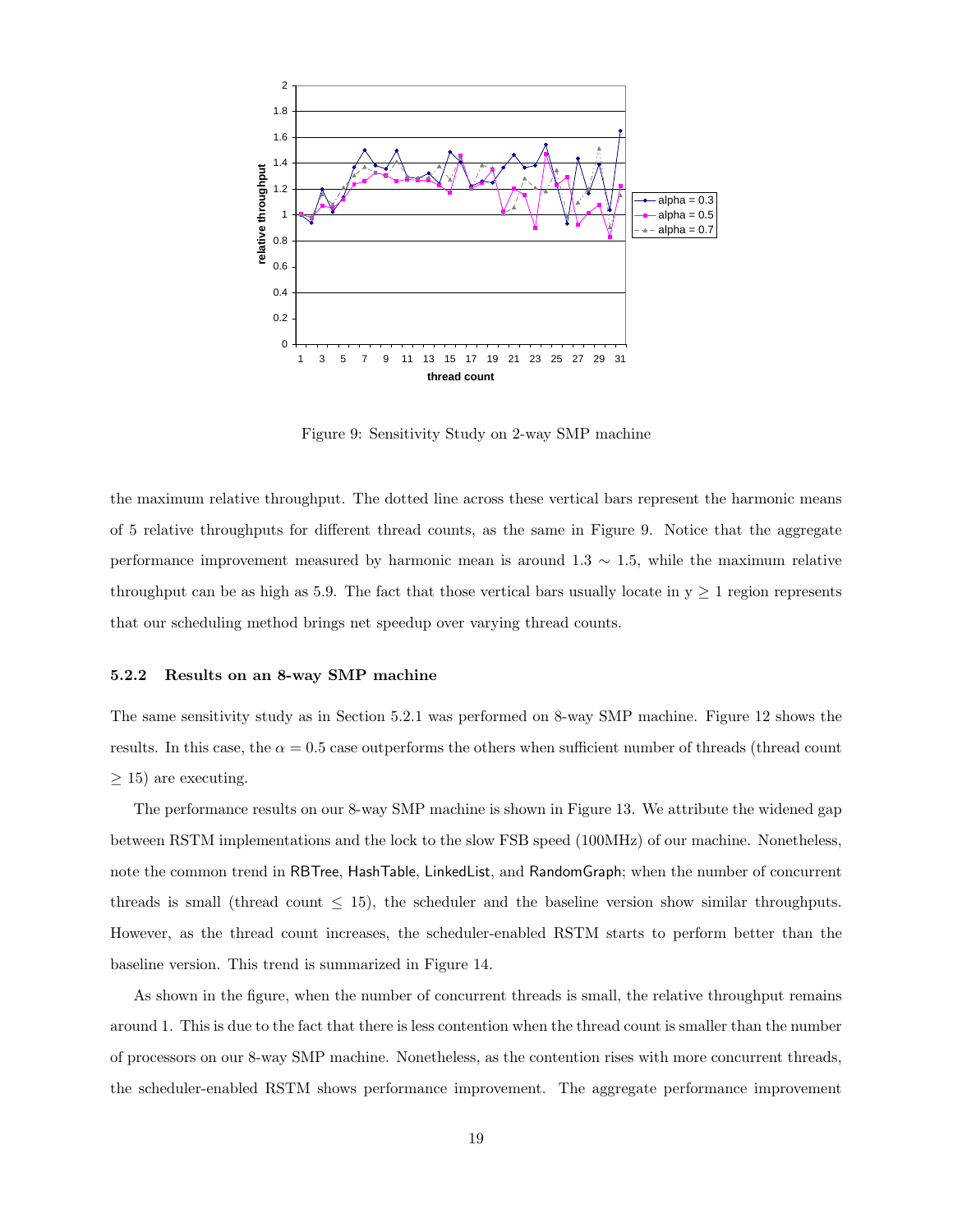Figure 9: Sensitivity Study on 2-way SMP machine

the maximum relative throughput. The dotted line across these vertical bars represent the harmonic means of 5 relative throughputs for different thread counts, as the same in Figure 9. Notice that the aggregate performance improvement measured by harmonic mean is around 1.3 $\sim$ 1.5, while the maximum relative throughput can be as high as 5.9. The fact that those vertical bars usually locate in y $\geq$ 1 region represents that our scheduling method brings net speedup over varying thread counts.

### 5.2.2 Results on an 8-way SMP machine

The same sensitivity study as in Section 5.2.1 was performed on 8-way SMP machine. Figure 12 shows the results. In this case, the $\alpha = 0.5$ case outperforms the others when sufficient number of threads (thread count $\geq$ 15) are executing.

The performance results on our 8-way SMP machine is shown in Figure 13. We attribute the widened gap between RSTM implementations and the lock to the slow FSB speed (100MHz) of our machine. Nonetheless, note the common trend in RBTree, HashTable, LinkedList, and RandomGraph; when the number of concurrent threads is small (thread count $\leq$ 15), the scheduler and the baseline version show similar throughputs. However, as the thread count increases, the scheduler-enabled RSTM starts to perform better than the baseline version. This trend is summarized in Figure 14.

As shown in the figure, when the number of concurrent threads is small, the relative throughput remains around 1. This is due to the fact that there is less contention when the thread count is smaller than the number of processors on our 8-way SMP machine. Nonetheless, as the contention rises with more concurrent threads, the scheduler-enabled RSTM shows performance improvement. The aggregate performance improvement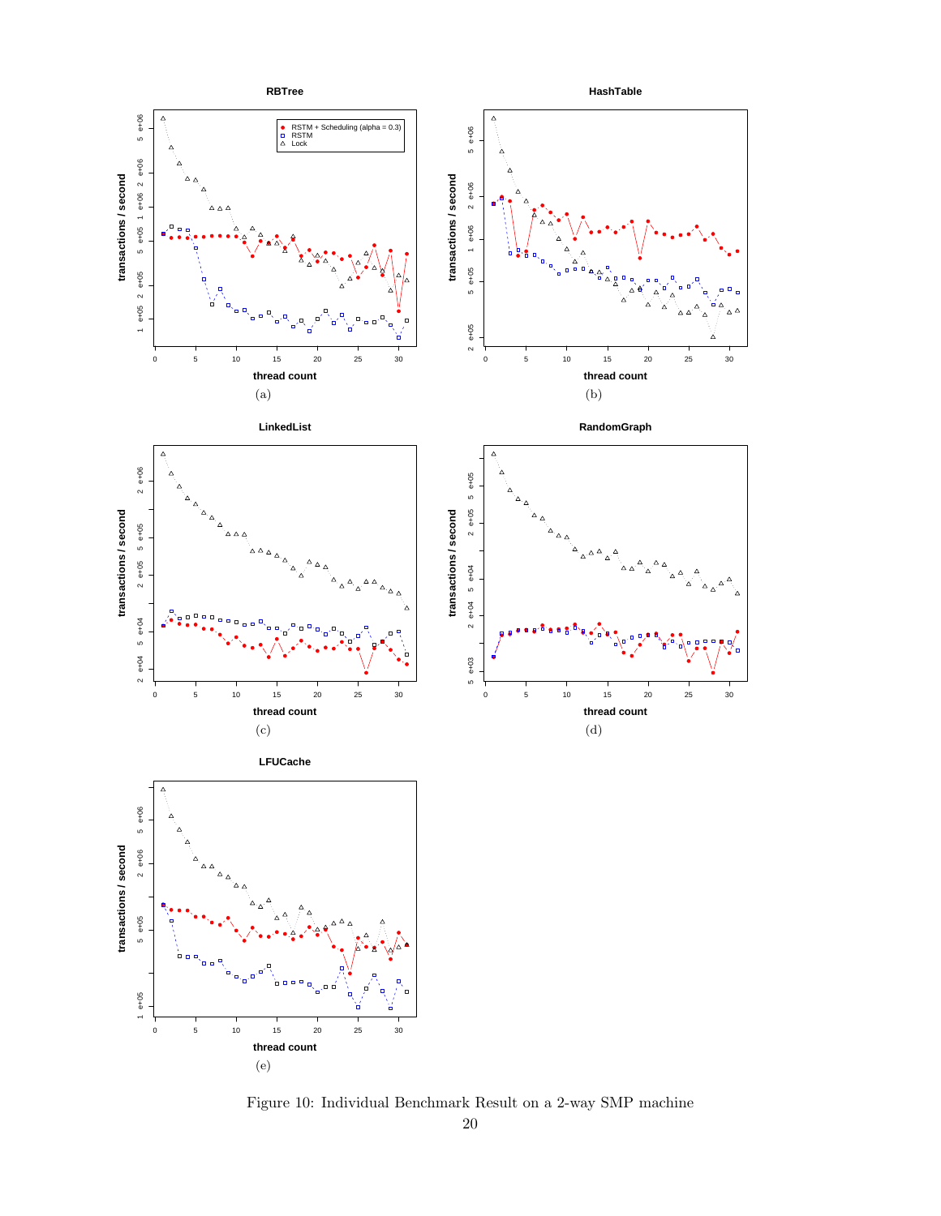**RBTree**

(a)

**HashTable**

(b)

**LinkedList**

(c)

**RandomGraph**

(d)

**LFUCache**

(e)

Figure 10: Individual Benchmark Result on a 2-way SMP machine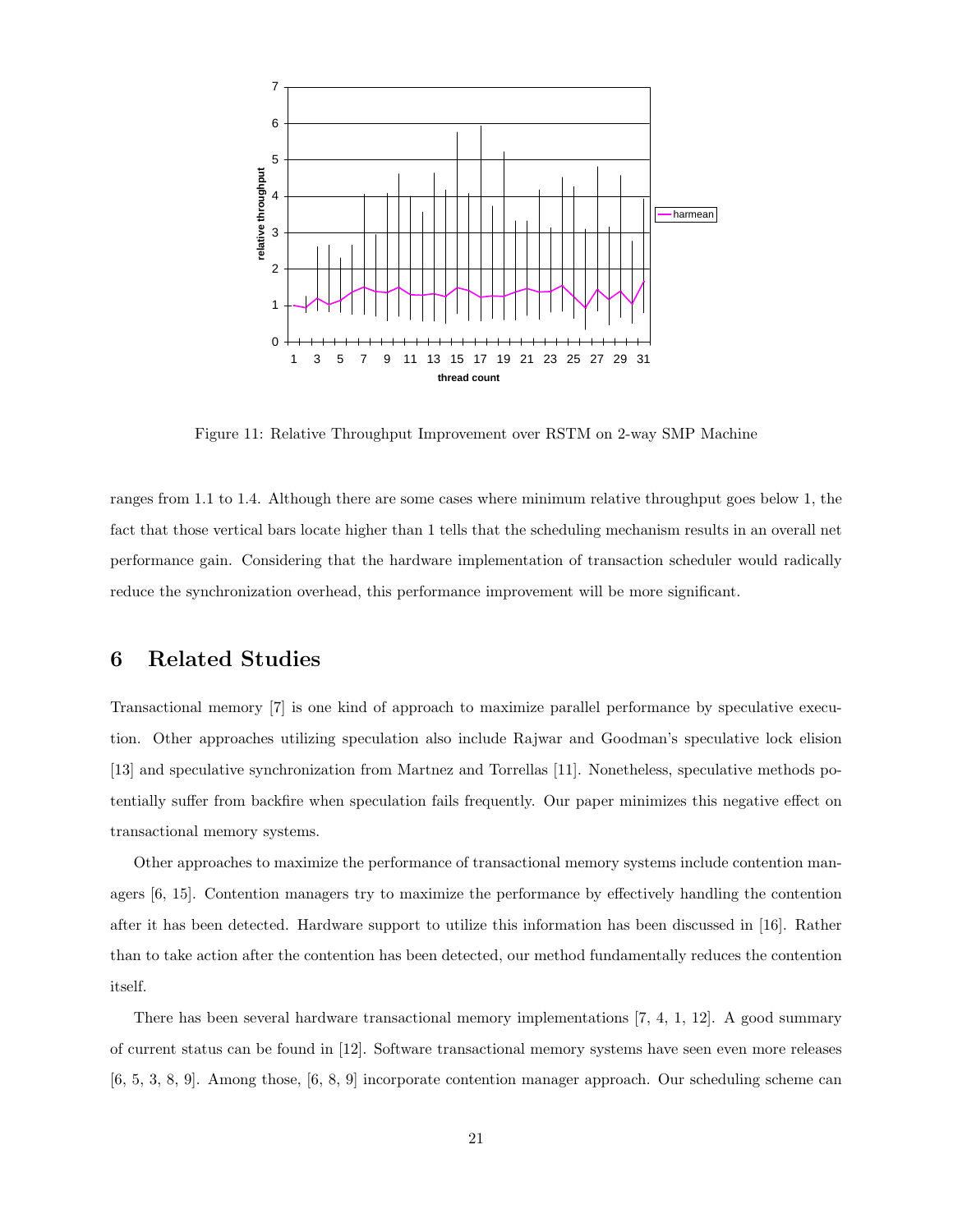Figure 11: Relative Throughput Improvement over RSTM on 2-way SMP Machine

ranges from 1.1 to 1.4. Although there are some cases where minimum relative throughput goes below 1, the fact that those vertical bars locate higher than 1 tells that the scheduling mechanism results in an overall net performance gain. Considering that the hardware implementation of transaction scheduler would radically reduce the synchronization overhead, this performance improvement will be more significant.

## 6 Related Studies

Transactional memory [7] is one kind of approach to maximize parallel performance by speculative execution. Other approaches utilizing speculation also include Rajwar and Goodman's speculative lock elision [13] and speculative synchronization from Martnez and Torrellas [11]. Nonetheless, speculative methods potentially suffer from backfire when speculation fails frequently. Our paper minimizes this negative effect on transactional memory systems.

Other approaches to maximize the performance of transactional memory systems include contention managers [6, 15]. Contention managers try to maximize the performance by effectively handling the contention after it has been detected. Hardware support to utilize this information has been discussed in [16]. Rather than to take action after the contention has been detected, our method fundamentally reduces the contention itself.

There has been several hardware transactional memory implementations [7, 4, 1, 12]. A good summary of current status can be found in [12]. Software transactional memory systems have seen even more releases [6, 5, 3, 8, 9]. Among those, [6, 8, 9] incorporate contention manager approach. Our scheduling scheme can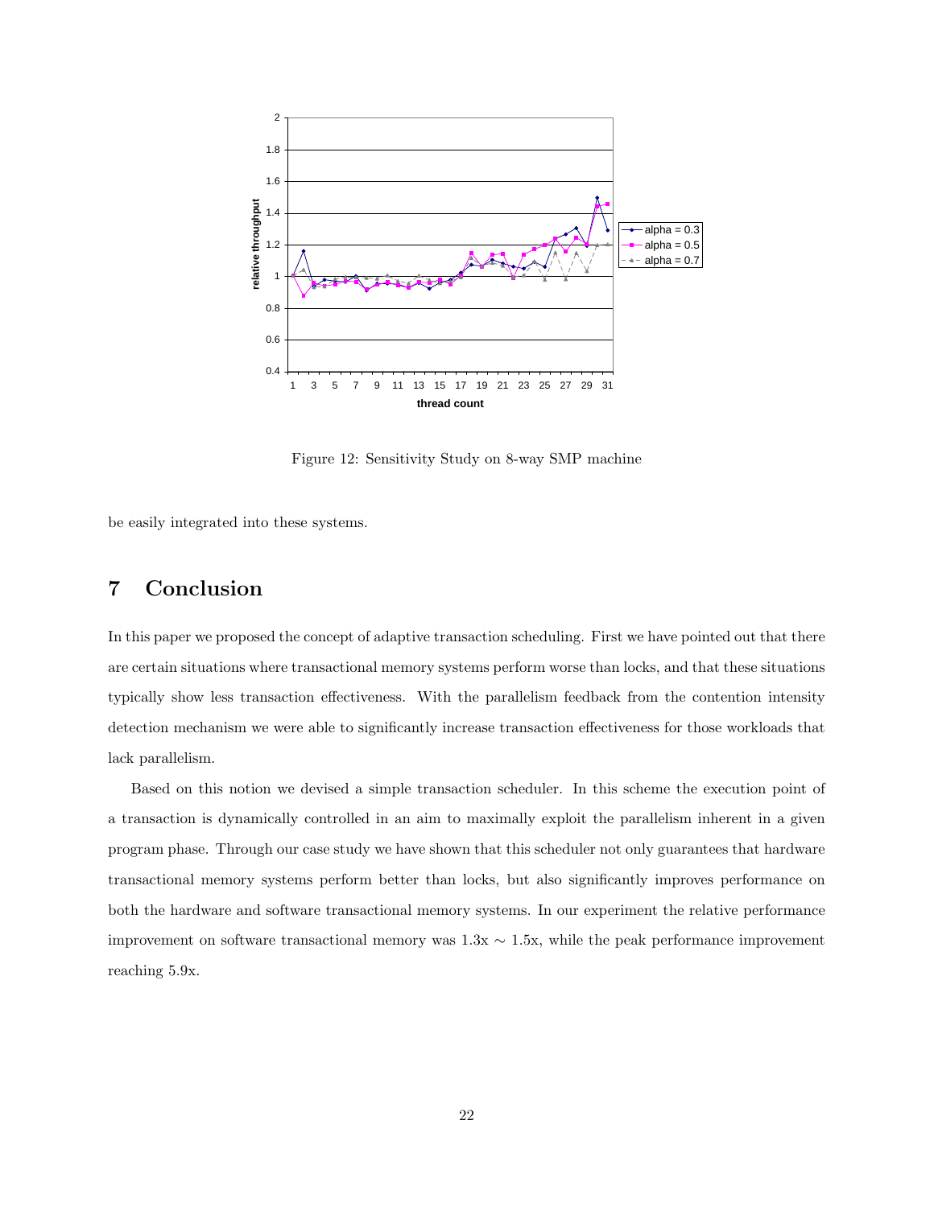Figure 12: Sensitivity Study on 8-way SMP machine

be easily integrated into these systems.

# 7 Conclusion

In this paper we proposed the concept of adaptive transaction scheduling. First we have pointed out that there are certain situations where transactional memory systems perform worse than locks, and that these situations typically show less transaction effectiveness. With the parallelism feedback from the contention intensity detection mechanism we were able to significantly increase transaction effectiveness for those workloads that lack parallelism.

Based on this notion we devised a simple transaction scheduler. In this scheme the execution point of a transaction is dynamically controlled in an aim to maximally exploit the parallelism inherent in a given program phase. Through our case study we have shown that this scheduler not only guarantees that hardware transactional memory systems perform better than locks, but also significantly improves performance on both the hardware and software transactional memory systems. In our experiment the relative performance improvement on software transactional memory was 1.3x $\sim$ 1.5x, while the peak performance improvement reaching 5.9x.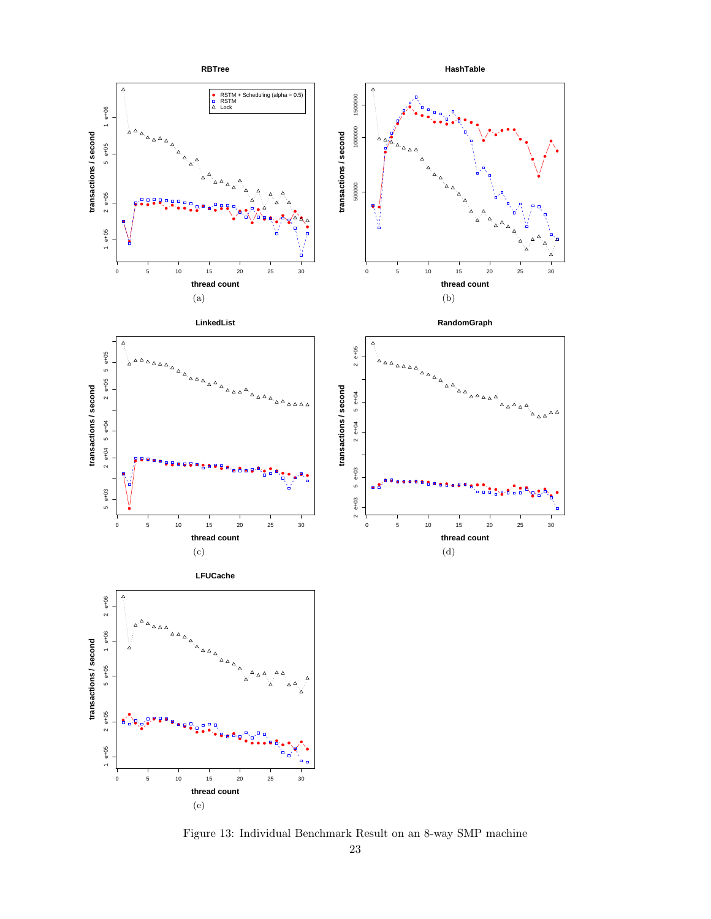Figure 13: Individual Benchmark Result on an 8-way SMP machine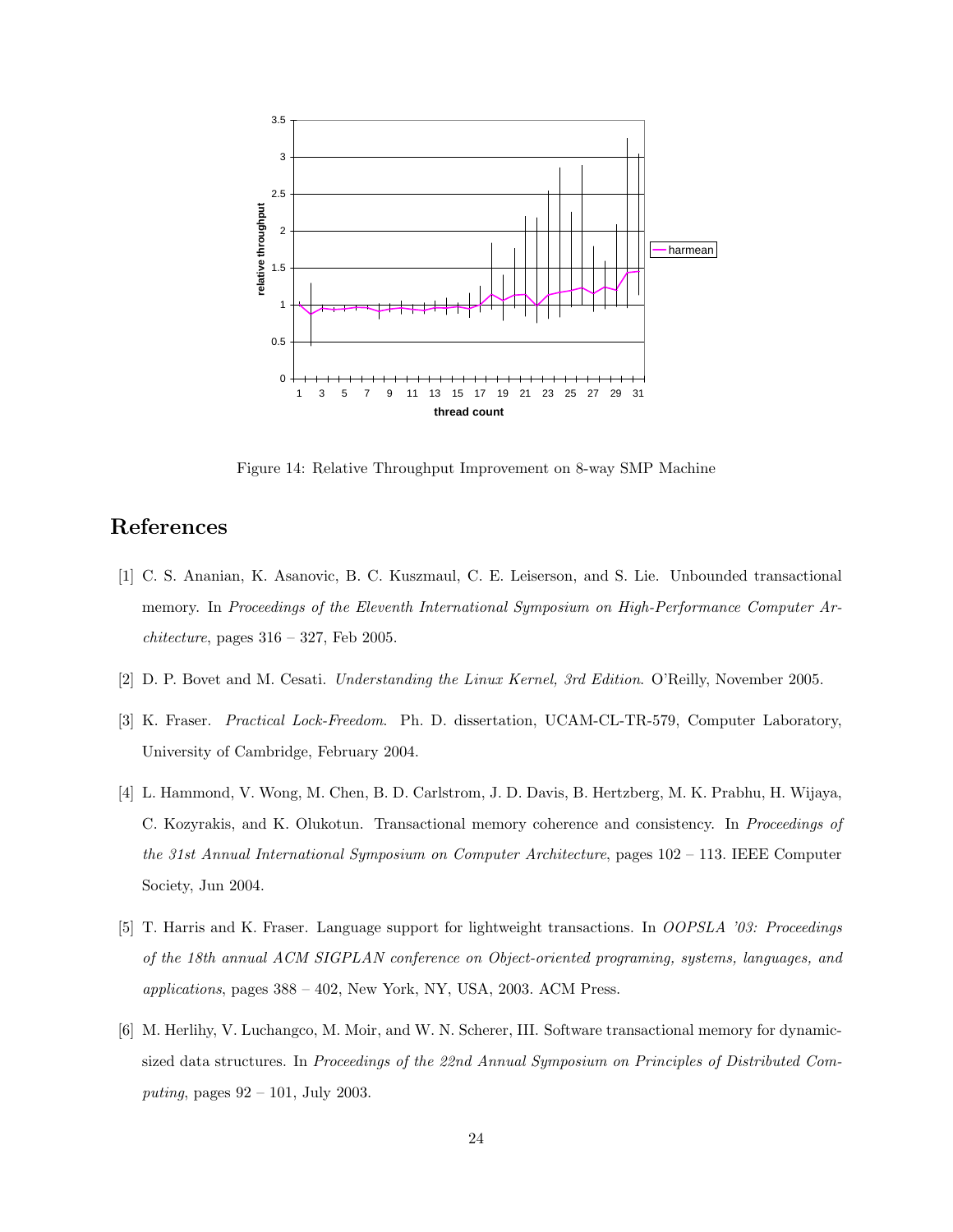Figure 14: Relative Throughput Improvement on 8-way SMP Machine

# References

[1] C. S. Ananian, K. Asanovic, B. C. Kuszmaul, C. E. Leiserson, and S. Lie. Unbounded transactional memory. In *Proceedings of the Eleventh International Symposium on High-Performance Computer Architecture*, pages 316 – 327, Feb 2005.

[2] D. P. Bovet and M. Cesati. *Understanding the Linux Kernel, 3rd Edition*. O'Reilly, November 2005.

[3] K. Fraser. *Practical Lock-Freedom*. Ph. D. dissertation, UCAM-CL-TR-579, Computer Laboratory, University of Cambridge, February 2004.

[4] L. Hammond, V. Wong, M. Chen, B. D. Carlstrom, J. D. Davis, B. Hertzberg, M. K. Prabhu, H. Wijaya, C. Kozyrakis, and K. Olukotun. Transactional memory coherence and consistency. In *Proceedings of the 31st Annual International Symposium on Computer Architecture*, pages 102 – 113. IEEE Computer Society, Jun 2004.

[5] T. Harris and K. Fraser. Language support for lightweight transactions. In *OOPSLA '03: Proceedings of the 18th annual ACM SIGPLAN conference on Object-oriented programing, systems, languages, and applications*, pages 388 – 402, New York, NY, USA, 2003. ACM Press.

[6] M. Herlihy, V. Luchangco, M. Moir, and W. N. Scherer, III. Software transactional memory for dynamic-sized data structures. In *Proceedings of the 22nd Annual Symposium on Principles of Distributed Computing*, pages 92 – 101, July 2003.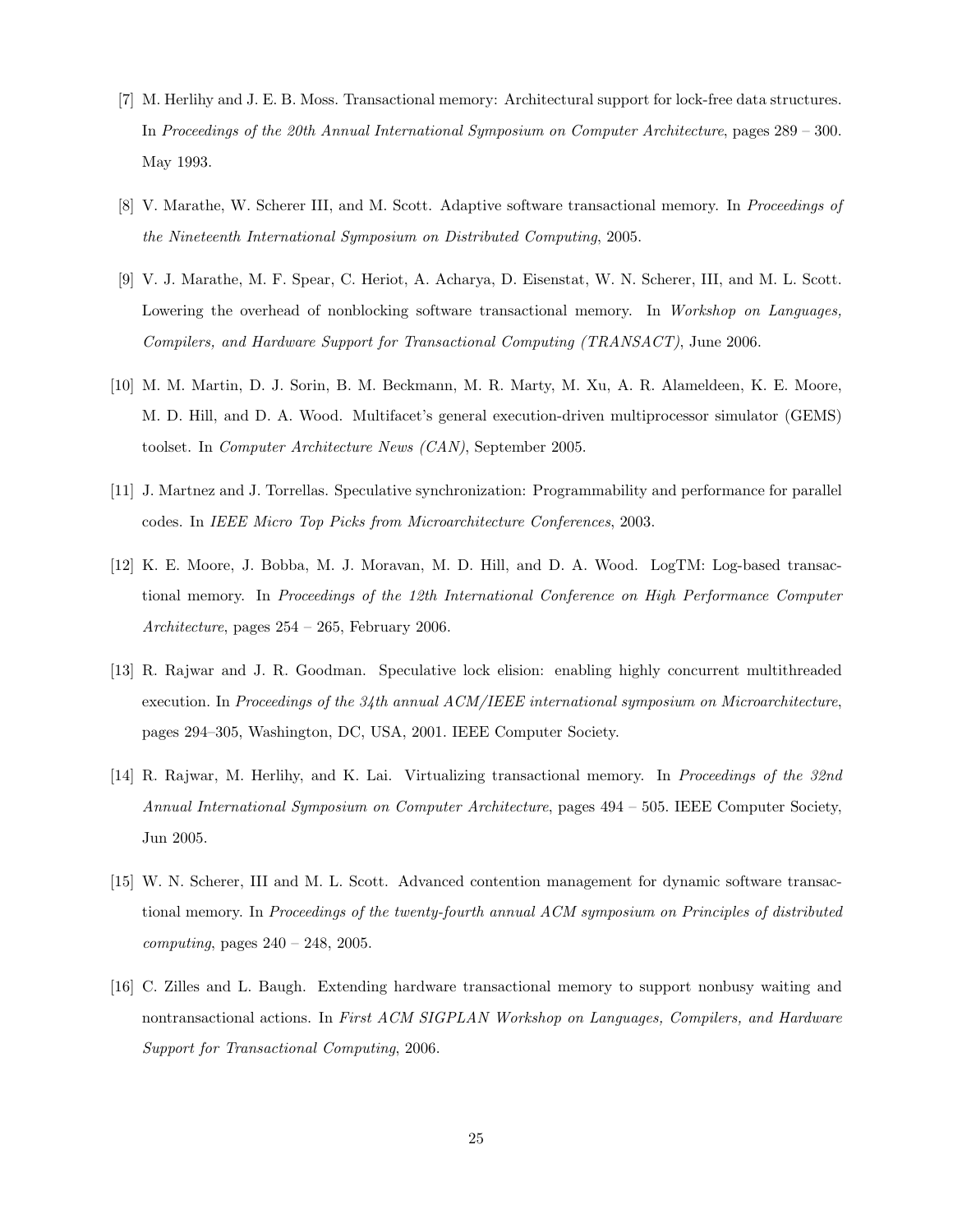[7] M. Herlihy and J. E. B. Moss. Transactional memory: Architectural support for lock-free data structures. In *Proceedings of the 20th Annual International Symposium on Computer Architecture*, pages 289 – 300. May 1993.

[8] V. Marathe, W. Scherer III, and M. Scott. Adaptive software transactional memory. In *Proceedings of the Nineteenth International Symposium on Distributed Computing*, 2005.

[9] V. J. Marathe, M. F. Spear, C. Heriot, A. Acharya, D. Eisenstat, W. N. Scherer, III, and M. L. Scott. Lowering the overhead of nonblocking software transactional memory. In *Workshop on Languages, Compilers, and Hardware Support for Transactional Computing (TRANSACT)*, June 2006.

[10] M. M. Martin, D. J. Sorin, B. M. Beckmann, M. R. Marty, M. Xu, A. R. Alameldeen, K. E. Moore, M. D. Hill, and D. A. Wood. Multifacet's general execution-driven multiprocessor simulator (GEMS) toolset. In *Computer Architecture News (CAN)*, September 2005.

[11] J. Martnez and J. Torrellas. Speculative synchronization: Programmability and performance for parallel codes. In *IEEE Micro Top Picks from Microarchitecture Conferences*, 2003.

[12] K. E. Moore, J. Bobba, M. J. Moravan, M. D. Hill, and D. A. Wood. LogTM: Log-based transactional memory. In *Proceedings of the 12th International Conference on High Performance Computer Architecture*, pages 254 – 265, February 2006.

[13] R. Rajwar and J. R. Goodman. Speculative lock elision: enabling highly concurrent multithreaded execution. In *Proceedings of the 34th annual ACM/IEEE international symposium on Microarchitecture*, pages 294–305, Washington, DC, USA, 2001. IEEE Computer Society.

[14] R. Rajwar, M. Herlihy, and K. Lai. Virtualizing transactional memory. In *Proceedings of the 32nd Annual International Symposium on Computer Architecture*, pages 494 – 505. IEEE Computer Society, Jun 2005.

[15] W. N. Scherer, III and M. L. Scott. Advanced contention management for dynamic software transactional memory. In *Proceedings of the twenty-fourth annual ACM symposium on Principles of distributed computing*, pages 240 – 248, 2005.

[16] C. Zilles and L. Baugh. Extending hardware transactional memory to support nonbusy waiting and nontransactional actions. In *First ACM SIGPLAN Workshop on Languages, Compilers, and Hardware Support for Transactional Computing*, 2006.